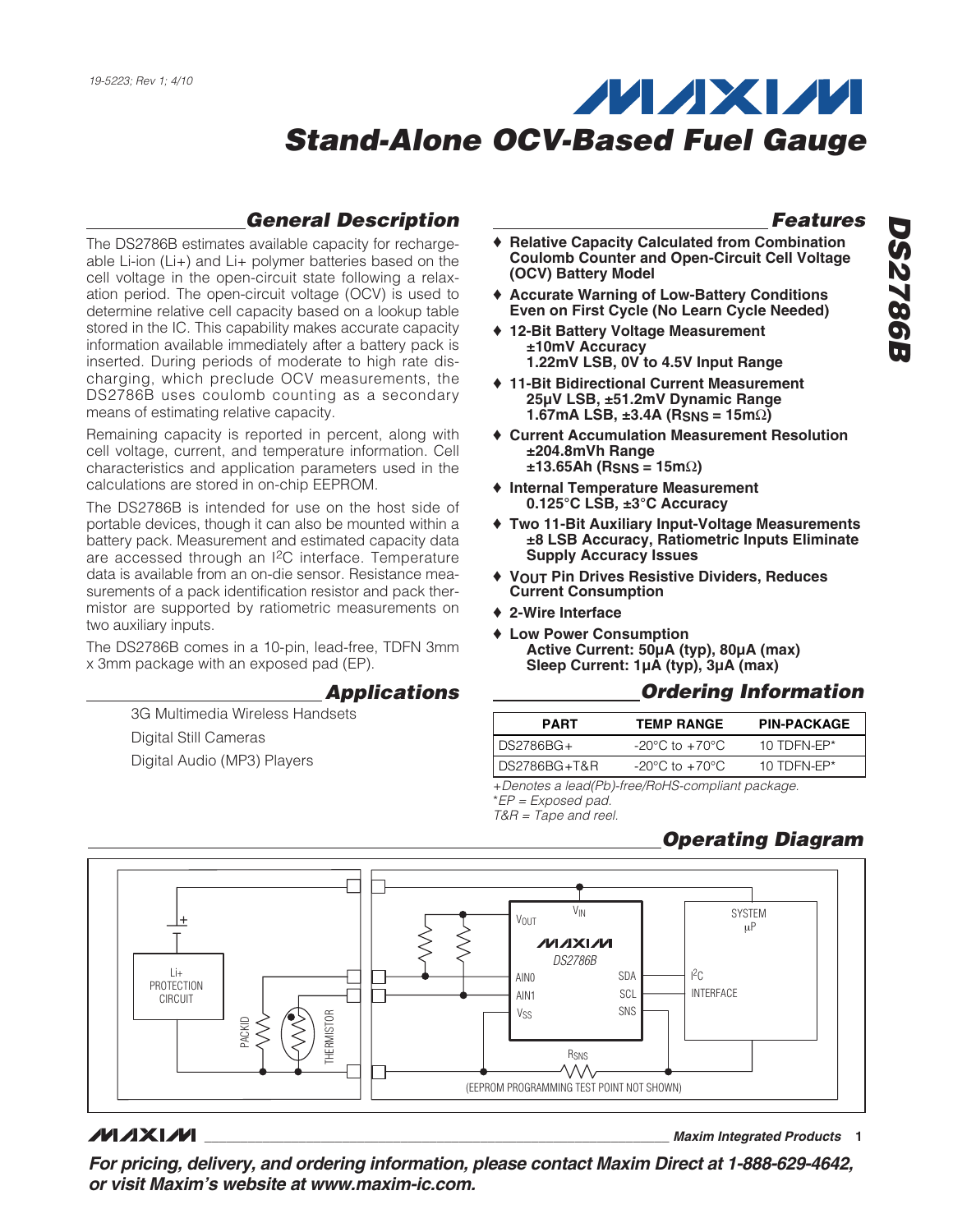19-5223; Rev 1; 4/10

# Stand-Alone OCV-Based Fuel Gauge

# DS2786B

## General Description

The DS2786B estimates available capacity for rechargeable Li-ion (Li+) and Li+ polymer batteries based on the cell voltage in the open-circuit state following a relaxation period. The open-circuit voltage (OCV) is used to determine relative cell capacity based on a lookup table stored in the IC. This capability makes accurate capacity information available immediately after a battery pack is inserted. During periods of moderate to high rate discharging, which preclude OCV measurements, the DS2786B uses coulomb counting as a secondary means of estimating relative capacity.

Remaining capacity is reported in percent, along with cell voltage, current, and temperature information. Cell characteristics and application parameters used in the calculations are stored in on-chip EEPROM.

The DS2786B is intended for use on the host side of portable devices, though it can also be mounted within a battery pack. Measurement and estimated capacity data are accessed through an I²C interface. Temperature data is available from an on-die sensor. Resistance measurements of a pack identification resistor and pack thermistor are supported by ratiometric measurements on two auxiliary inputs.

The DS2786B comes in a 10-pin, lead-free, TDFN 3mm x 3mm package with an exposed pad (EP).

## Applications

3G Multimedia Wireless Handsets

Digital Still Cameras

Digital Audio (MP3) Players

## Features

- **Relative Capacity Calculated from Combination Coulomb Counter and Open-Circuit Cell Voltage (OCV) Battery Model**
- **Accurate Warning of Low-Battery Conditions Even on First Cycle (No Learn Cycle Needed)**
- **12-Bit Battery Voltage Measurement**
  - **±10mV Accuracy**
  - **1.22mV LSB, 0V to 4.5V Input Range**
- **11-Bit Bidirectional Current Measurement**
  - **25µV LSB, ±51.2mV Dynamic Range**
  - **1.67mA LSB, ±3.4A ($R_{SNS}$ = 15mΩ)**
- **Current Accumulation Measurement Resolution**
  - **±204.8mVh Range**
  - **±13.65Ah ($R_{SNS}$ = 15mΩ)**
- **Internal Temperature Measurement**
  - **0.125°C LSB, ±3°C Accuracy**
- **Two 11-Bit Auxiliary Input-Voltage Measurements**
  - **±8 LSB Accuracy, Ratiometric Inputs Eliminate Supply Accuracy Issues**
- **$V_{OUT}$ Pin Drives Resistive Dividers, Reduces Current Consumption**
- **2-Wire Interface**
- **Low Power Consumption**
  - **Active Current: 50µA (typ), 80µA (max)**
  - **Sleep Current: 1µA (typ), 3µA (max)**

## Ordering Information

| PART | TEMP RANGE | PIN-PACKAGE |
|---|---|---|
| DS2786BG+ | -20°C to +70°C | 10 TDFN-EP* |
| DS2786BG+T&R | -20°C to +70°C | 10 TDFN-EP* |

*+Denotes a lead(Pb)-free/RoHS-compliant package.*
**EP = Exposed pad.*
*T&R = Tape and reel.*

## Operating Diagram

(EEPROM PROGRAMMING TEST POINT NOT SHOWN)

**For pricing, delivery, and ordering information, please contact Maxim Direct at 1-888-629-4642, or visit Maxim's website at www.maxim-ic.com.**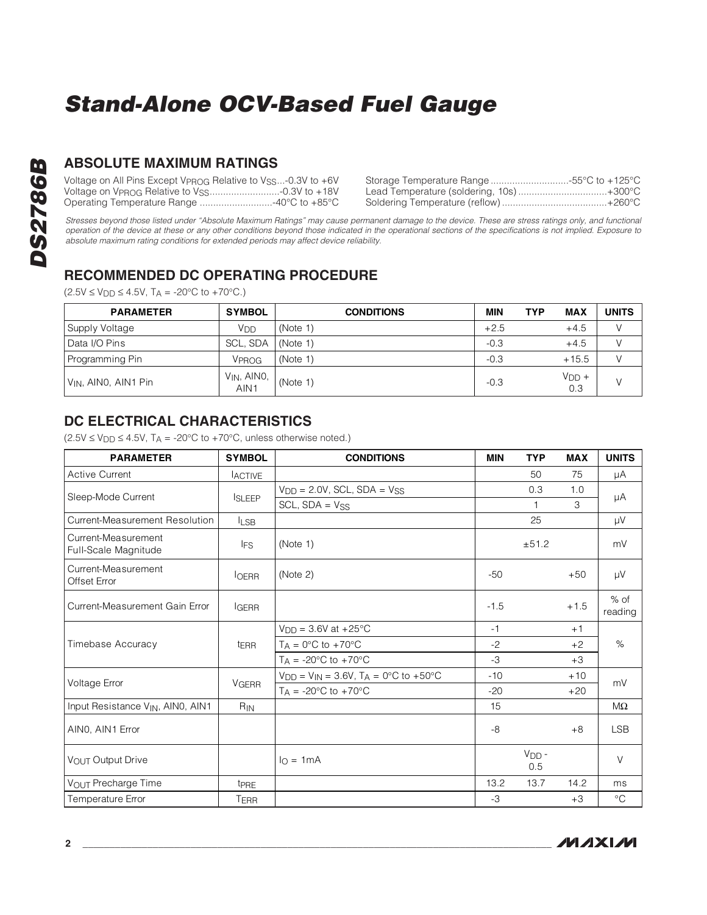# Stand-Alone OCV-Based Fuel Gauge

## ABSOLUTE MAXIMUM RATINGS

Voltage on All Pins Except $V_{PROG}$ Relative to $V_{SS}$...-0.3V to +6V
Voltage on $V_{PROG}$ Relative to $V_{SS}$...-0.3V to +18V
Operating Temperature Range ...-40°C to +85°C
Storage Temperature Range ...-55°C to +125°C
Lead Temperature (soldering, 10s) ...+300°C
Soldering Temperature (reflow) ...+260°C

*Stresses beyond those listed under "Absolute Maximum Ratings" may cause permanent damage to the device. These are stress ratings only, and functional operation of the device at these or any other conditions beyond those indicated in the operational sections of the specifications is not implied. Exposure to absolute maximum rating conditions for extended periods may affect device reliability.*

## RECOMMENDED DC OPERATING PROCEDURE

($2.5V \leq V_{DD} \leq 4.5V$, $T_A$ = -20°C to +70°C.)

| PARAMETER | SYMBOL | CONDITIONS | MIN | TYP | MAX | UNITS |
|---|---|---|---|---|---|---|
| Supply Voltage | $V_{DD}$ | (Note 1) | +2.5 | | +4.5 | V |
| Data I/O Pins | SCL, SDA | (Note 1) | -0.3 | | +4.5 | V |
| Programming Pin | $V_{PROG}$ | (Note 1) | -0.3 | | +15.5 | V |
| $V_{IN}$, AIN0, AIN1 Pin | $V_{IN}$, AIN0, AIN1 | (Note 1) | -0.3 | | $V_{DD}$ + 0.3 | V |

## DC ELECTRICAL CHARACTERISTICS

($2.5V \leq V_{DD} \leq 4.5V$, $T_A$ = -20°C to +70°C, unless otherwise noted.)

| PARAMETER | SYMBOL | CONDITIONS | MIN | TYP | MAX | UNITS |
|---|---|---|---|---|---|---|
| Active Current | $I_{ACTIVE}$ | | | 50 | 75 | µA |
| Sleep-Mode Current | $I_{SLEEP}$ | $V_{DD}$ = 2.0V, SCL, SDA = $V_{SS}$ | | 0.3 | 1.0 | µA |
| | | SCL, SDA = $V_{SS}$ | | 1 | 3 | |
| Current-Measurement Resolution | $I_{LSB}$ | | | 25 | | µV |
| Current-Measurement Full-Scale Magnitude | $I_{FS}$ | (Note 1) | | ±51.2 | | mV |
| Current-Measurement Offset Error | $I_{OERR}$ | (Note 2) | -50 | | +50 | µV |
| Current-Measurement Gain Error | $I_{GERR}$ | | -1.5 | | +1.5 | % of reading |
| Timebase Accuracy | $t_{ERR}$ | $V_{DD}$ = 3.6V at +25°C | -1 | | +1 | % |
| | | $T_A$ = 0°C to +70°C | -2 | | +2 | |
| | | $T_A$ = -20°C to +70°C | -3 | | +3 | |
| Voltage Error | $V_{GERR}$ | $V_{DD}$ = $V_{IN}$ = 3.6V, $T_A$ = 0°C to +50°C | -10 | | +10 | mV |
| | | $T_A$ = -20°C to +70°C | -20 | | +20 | |
| Input Resistance $V_{IN}$, AIN0, AIN1 | $R_{IN}$ | | 15 | | | MΩ |
| AIN0, AIN1 Error | | | -8 | | +8 | LSB |
| $V_{OUT}$ Output Drive | | $I_O$ = 1mA | | $V_{DD}$ - 0.5 | | V |
| $V_{OUT}$ Precharge Time | $t_{PRE}$ | | 13.2 | 13.7 | 14.2 | ms |
| Temperature Error | $T_{ERR}$ | | -3 | | +3 | °C |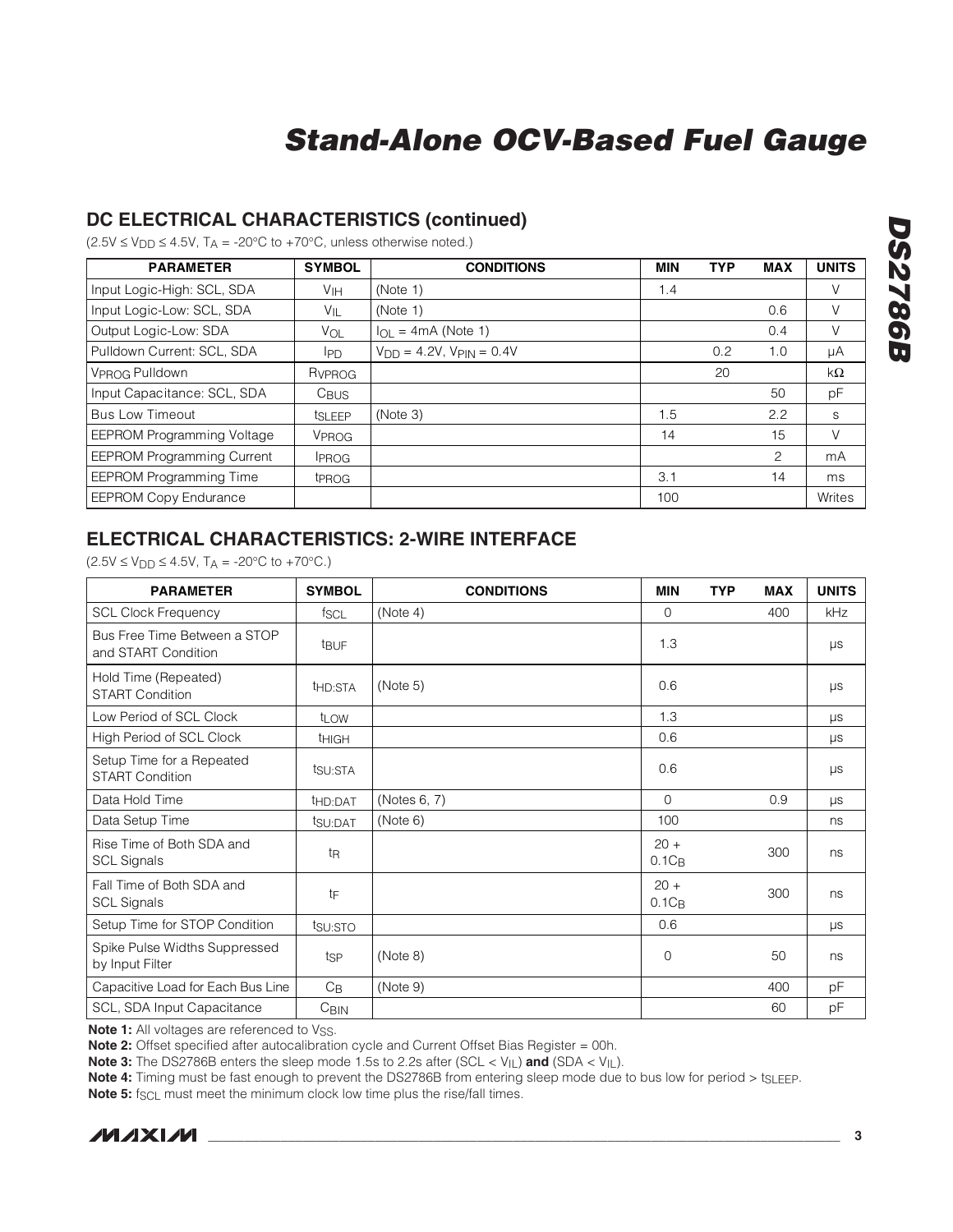## DC ELECTRICAL CHARACTERISTICS (continued)

($2.5V \leq V_{DD} \leq 4.5V$, $T_A$ = -20°C to +70°C, unless otherwise noted.)

| PARAMETER | SYMBOL | CONDITIONS | MIN | TYP | MAX | UNITS |
|---|---|---|---|---|---|---|
| Input Logic-High: SCL, SDA | $V_{IH}$ | (Note 1) | 1.4 | | | V |
| Input Logic-Low: SCL, SDA | $V_{IL}$ | (Note 1) | | | 0.6 | V |
| Output Logic-Low: SDA | $V_{OL}$ | $I_{OL}$ = 4mA (Note 1) | | | 0.4 | V |
| Pulldown Current: SCL, SDA | $I_{PD}$ | $V_{DD}$ = 4.2V, $V_{PIN}$ = 0.4V | | 0.2 | 1.0 | µA |
| $V_{PROG}$ Pulldown | $R_{VPROG}$ | | | 20 | | kΩ |
| Input Capacitance: SCL, SDA | $C_{BUS}$ | | | | 50 | pF |
| Bus Low Timeout | $t_{SLEEP}$ | (Note 3) | 1.5 | | 2.2 | s |
| EEPROM Programming Voltage | $V_{PROG}$ | | 14 | | 15 | V |
| EEPROM Programming Current | $I_{PROG}$ | | | | 2 | mA |
| EEPROM Programming Time | $t_{PROG}$ | | 3.1 | | 14 | ms |
| EEPROM Copy Endurance | | | 100 | | | Writes |

## ELECTRICAL CHARACTERISTICS: 2-WIRE INTERFACE

($2.5V \leq V_{DD} \leq 4.5V$, $T_A$ = -20°C to +70°C.)

| PARAMETER | SYMBOL | CONDITIONS | MIN | TYP | MAX | UNITS |
|---|---|---|---|---|---|---|
| SCL Clock Frequency | $f_{SCL}$ | (Note 4) | 0 | | 400 | kHz |
| Bus Free Time Between a STOP and START Condition | $t_{BUF}$ | | 1.3 | | | µs |
| Hold Time (Repeated) START Condition | $t_{HD:STA}$ | (Note 5) | 0.6 | | | µs |
| Low Period of SCL Clock | $t_{LOW}$ | | 1.3 | | | µs |
| High Period of SCL Clock | $t_{HIGH}$ | | 0.6 | | | µs |
| Setup Time for a Repeated START Condition | $t_{SU:STA}$ | | 0.6 | | | µs |
| Data Hold Time | $t_{HD:DAT}$ | (Notes 6, 7) | 0 | | 0.9 | µs |
| Data Setup Time | $t_{SU:DAT}$ | (Note 6) | 100 | | | ns |
| Rise Time of Both SDA and SCL Signals | $t_R$ | | 20 + $0.1C_B$ | | 300 | ns |
| Fall Time of Both SDA and SCL Signals | $t_F$ | | 20 + $0.1C_B$ | | 300 | ns |
| Setup Time for STOP Condition | $t_{SU:STO}$ | | 0.6 | | | µs |
| Spike Pulse Widths Suppressed by Input Filter | $t_{SP}$ | (Note 8) | 0 | | 50 | ns |
| Capacitive Load for Each Bus Line | $C_B$ | (Note 9) | | | 400 | pF |
| SCL, SDA Input Capacitance | $C_{BIN}$ | | | | 60 | pF |

**Note 1:** All voltages are referenced to $V_{SS}$.

**Note 2:** Offset specified after autocalibration cycle and Current Offset Bias Register = 00h.

**Note 3:** The DS2786B enters the sleep mode 1.5s to 2.2s after (SCL < $V_{IL}$) **and** (SDA < $V_{IL}$).

**Note 4:** Timing must be fast enough to prevent the DS2786B from entering sleep mode due to bus low for period > $t_{SLEEP}$.

**Note 5:** $f_{SCL}$ must meet the minimum clock low time plus the rise/fall times.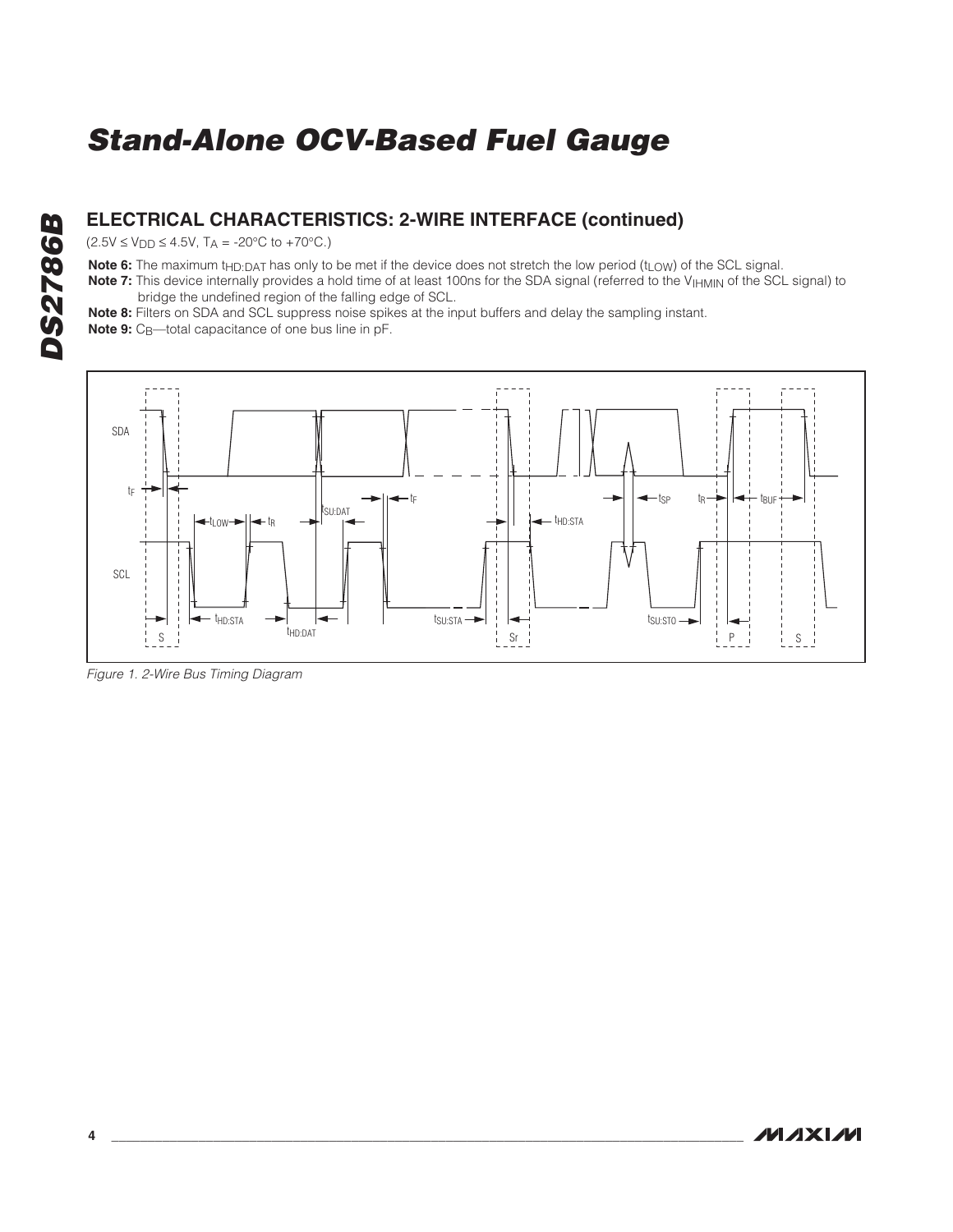## ELECTRICAL CHARACTERISTICS: 2-WIRE INTERFACE (continued)

($2.5V \leq V_{DD} \leq 4.5V$, $T_A$ = -20°C to +70°C.)

**Note 6:** The maximum $t_{HD:DAT}$ has only to be met if the device does not stretch the low period ($t_{LOW}$) of the SCL signal.

**Note 7:** This device internally provides a hold time of at least 100ns for the SDA signal (referred to the $V_{IHMIN}$ of the SCL signal) to bridge the undefined region of the falling edge of SCL.

**Note 8:** Filters on SDA and SCL suppress noise spikes at the input buffers and delay the sampling instant.

**Note 9:** $C_B$—total capacitance of one bus line in pF.

*Figure 1. 2-Wire Bus Timing Diagram*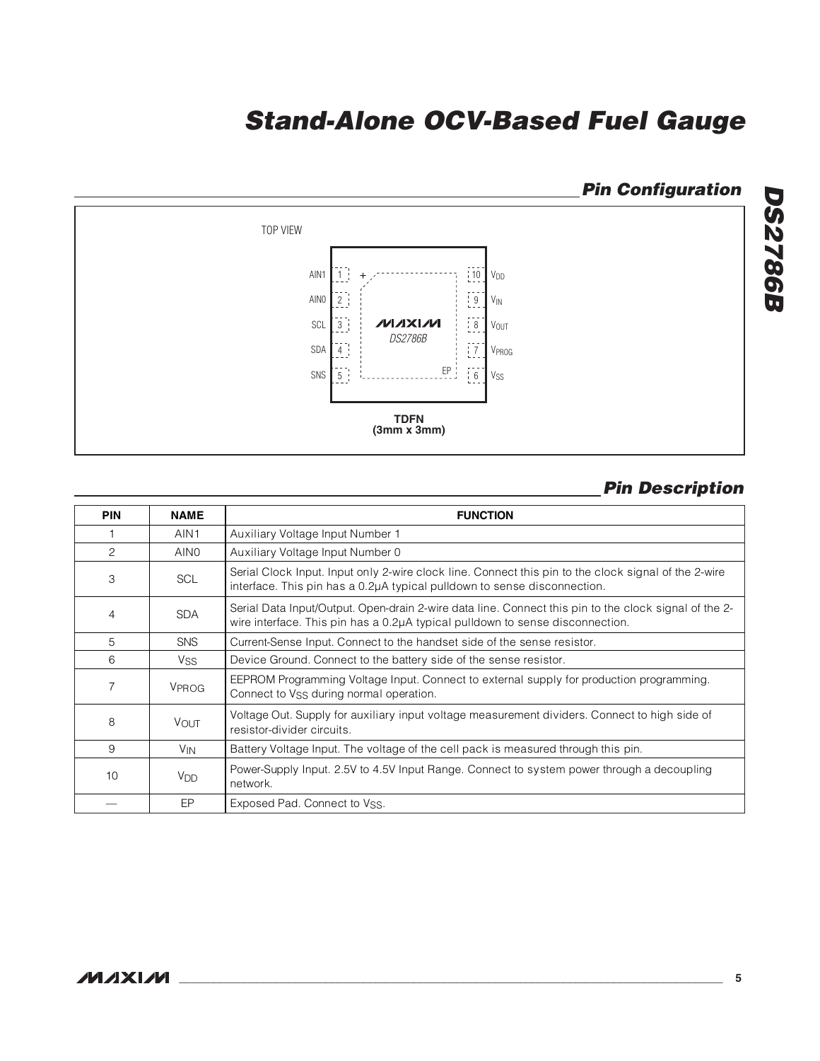## Pin Configuration

TOP VIEW

| Pin | Name | | Pin | Name |
|---|---|---|---|---|
| 1 | AIN1 | | 10 | $V_{DD}$ |
| 2 | AIN0 | | 9 | $V_{IN}$ |
| 3 | SCL | | 8 | $V_{OUT}$ |
| 4 | SDA | | 7 | $V_{PROG}$ |
| 5 | SNS | | 6 | $V_{SS}$ |

MAXIM DS2786B, EP

**TDFN**
**(3mm x 3mm)**

## Pin Description

| PIN | NAME | FUNCTION |
|---|---|---|
| 1 | AIN1 | Auxiliary Voltage Input Number 1 |
| 2 | AIN0 | Auxiliary Voltage Input Number 0 |
| 3 | SCL | Serial Clock Input. Input only 2-wire clock line. Connect this pin to the clock signal of the 2-wire interface. This pin has a 0.2µA typical pulldown to sense disconnection. |
| 4 | SDA | Serial Data Input/Output. Open-drain 2-wire data line. Connect this pin to the clock signal of the 2-wire interface. This pin has a 0.2µA typical pulldown to sense disconnection. |
| 5 | SNS | Current-Sense Input. Connect to the handset side of the sense resistor. |
| 6 | $V_{SS}$ | Device Ground. Connect to the battery side of the sense resistor. |
| 7 | $V_{PROG}$ | EEPROM Programming Voltage Input. Connect to external supply for production programming. Connect to $V_{SS}$ during normal operation. |
| 8 | $V_{OUT}$ | Voltage Out. Supply for auxiliary input voltage measurement dividers. Connect to high side of resistor-divider circuits. |
| 9 | $V_{IN}$ | Battery Voltage Input. The voltage of the cell pack is measured through this pin. |
| 10 | $V_{DD}$ | Power-Supply Input. 2.5V to 4.5V Input Range. Connect to system power through a decoupling network. |
| — | EP | Exposed Pad. Connect to $V_{SS}$. |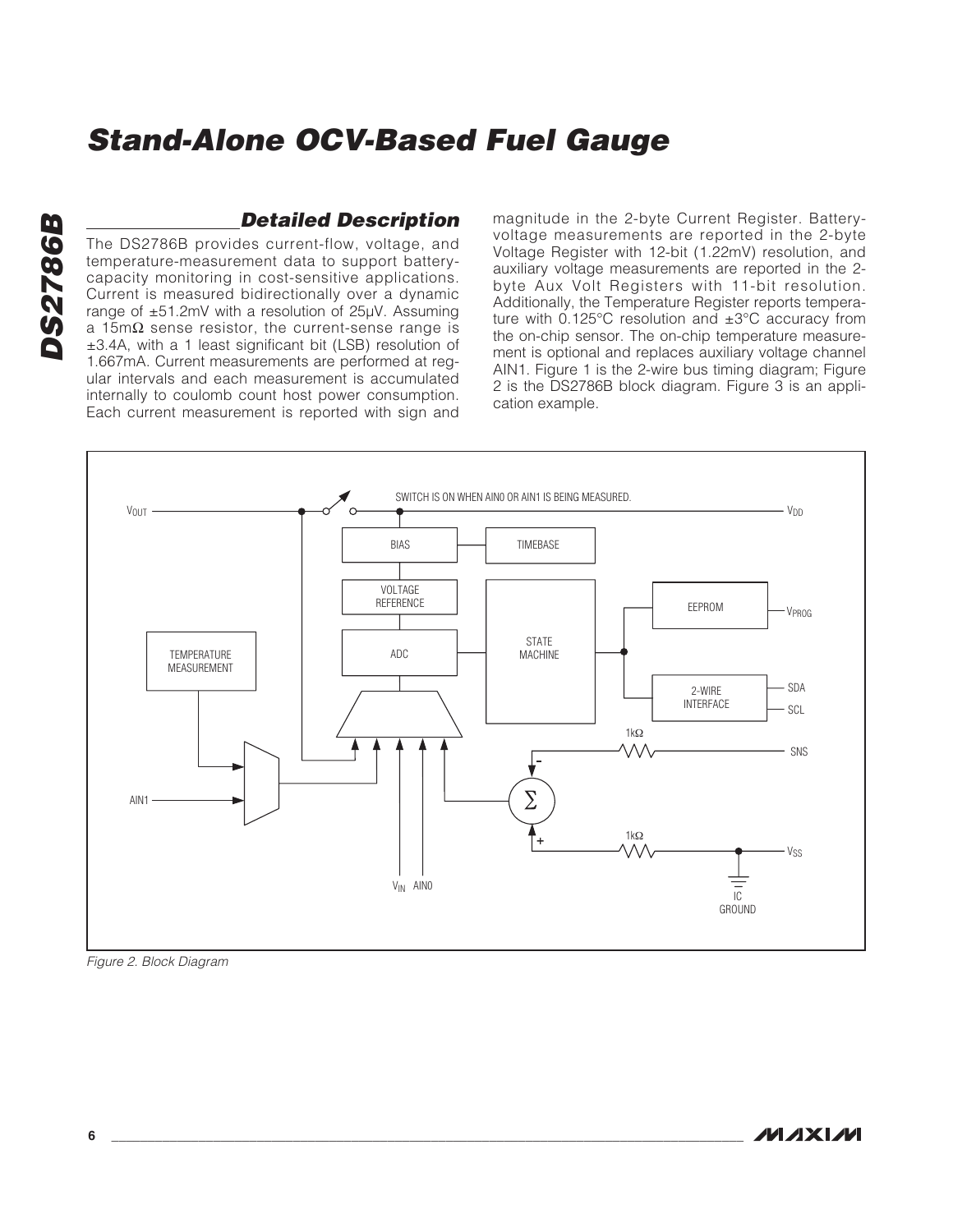## Detailed Description

The DS2786B provides current-flow, voltage, and temperature-measurement data to support battery-capacity monitoring in cost-sensitive applications. Current is measured bidirectionally over a dynamic range of ±51.2mV with a resolution of 25µV. Assuming a 15mΩ sense resistor, the current-sense range is ±3.4A, with a 1 least significant bit (LSB) resolution of 1.667mA. Current measurements are performed at regular intervals and each measurement is accumulated internally to coulomb count host power consumption. Each current measurement is reported with sign and magnitude in the 2-byte Current Register. Battery-voltage measurements are reported in the 2-byte Voltage Register with 12-bit (1.22mV) resolution, and auxiliary voltage measurements are reported in the 2-byte Aux Volt Registers with 11-bit resolution. Additionally, the Temperature Register reports temperature with 0.125°C resolution and ±3°C accuracy from the on-chip sensor. The on-chip temperature measurement is optional and replaces auxiliary voltage channel AIN1. Figure 1 is the 2-wire bus timing diagram; Figure 2 is the DS2786B block diagram. Figure 3 is an application example.

Figure 2. Block Diagram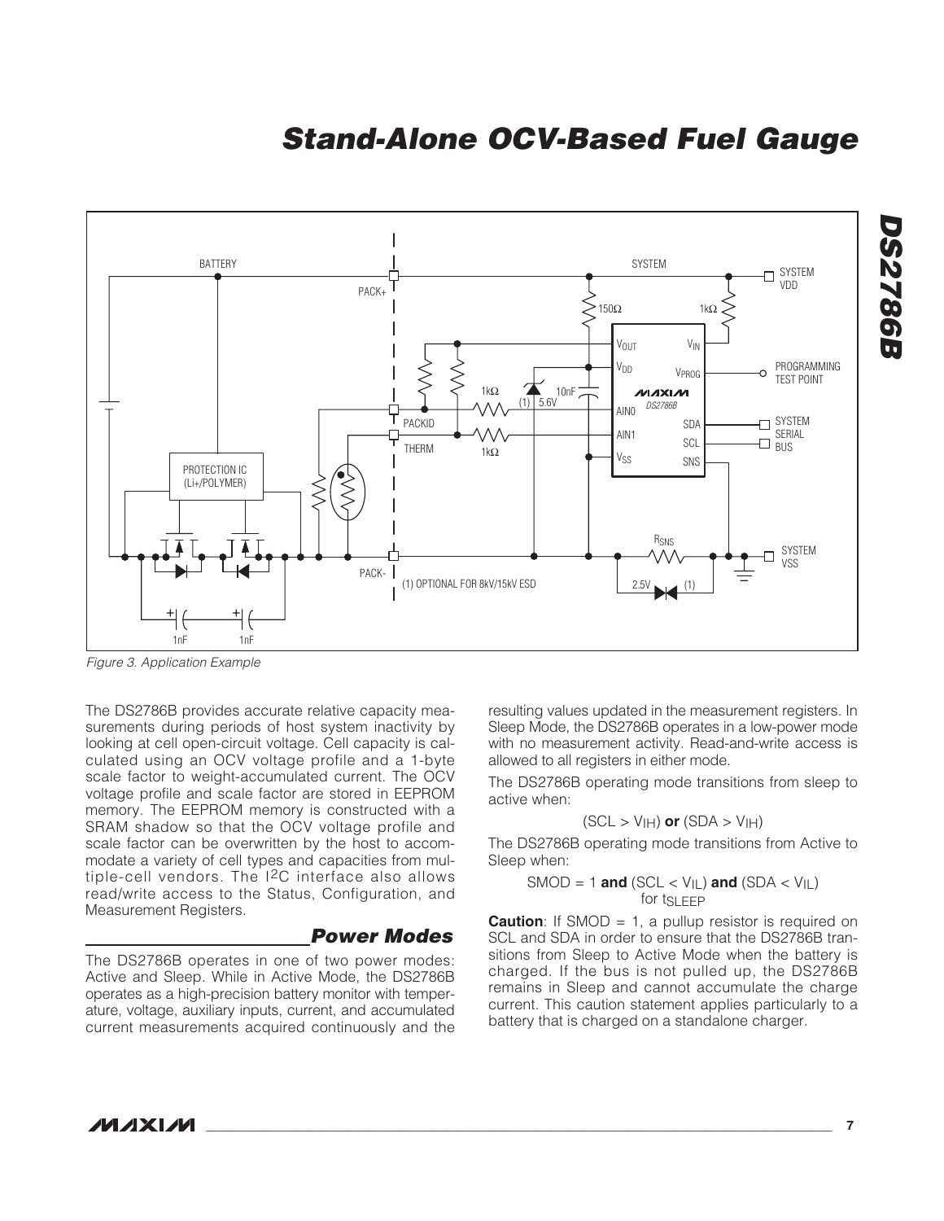Figure 3. Application Example

The DS2786B provides accurate relative capacity measurements during periods of host system inactivity by looking at cell open-circuit voltage. Cell capacity is calculated using an OCV voltage profile and a 1-byte scale factor to weight-accumulated current. The OCV voltage profile and scale factor are stored in EEPROM memory. The EEPROM memory is constructed with a SRAM shadow so that the OCV voltage profile and scale factor can be overwritten by the host to accommodate a variety of cell types and capacities from multiple-cell vendors. The I²C interface also allows read/write access to the Status, Configuration, and Measurement Registers.

## Power Modes

The DS2786B operates in one of two power modes: Active and Sleep. While in Active Mode, the DS2786B operates as a high-precision battery monitor with temperature, voltage, auxiliary inputs, current, and accumulated current measurements acquired continuously and the resulting values updated in the measurement registers. In Sleep Mode, the DS2786B operates in a low-power mode with no measurement activity. Read-and-write access is allowed to all registers in either mode.

The DS2786B operating mode transitions from sleep to active when:

$$(SCL > V_{IH}) \textbf{ or } (SDA > V_{IH})$$

The DS2786B operating mode transitions from Active to Sleep when:

$$SMOD = 1 \textbf{ and } (SCL < V_{IL}) \textbf{ and } (SDA < V_{IL}) \text{ for } t_{SLEEP}$$

**Caution**: If SMOD = 1, a pullup resistor is required on SCL and SDA in order to ensure that the DS2786B transitions from Sleep to Active Mode when the battery is charged. If the bus is not pulled up, the DS2786B remains in Sleep and cannot accumulate the charge current. This caution statement applies particularly to a battery that is charged on a standalone charger.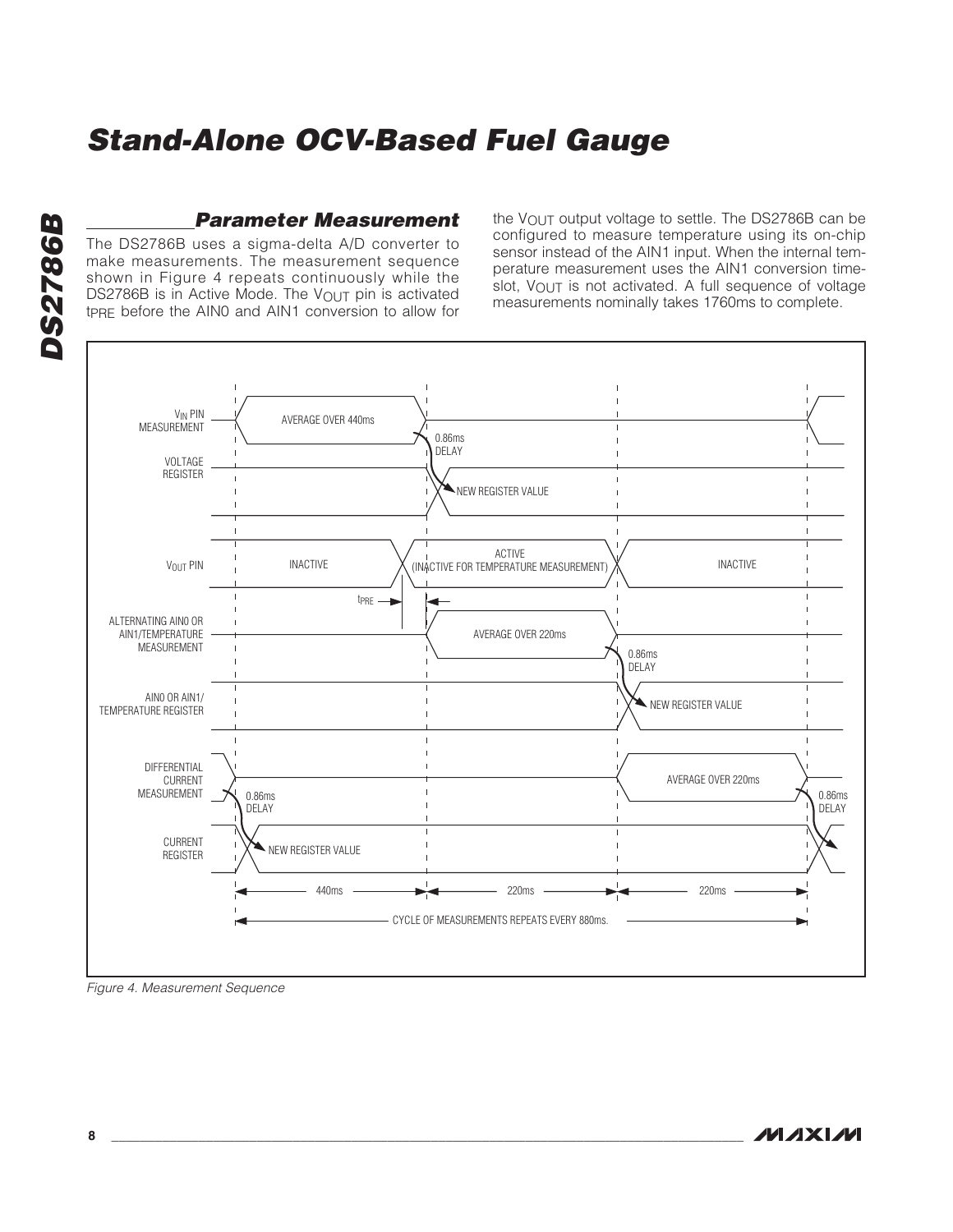## Parameter Measurement

The DS2786B uses a sigma-delta A/D converter to make measurements. The measurement sequence shown in Figure 4 repeats continuously while the DS2786B is in Active Mode. The $V_{OUT}$ pin is activated $t_{PRE}$ before the AIN0 and AIN1 conversion to allow for the $V_{OUT}$ output voltage to settle. The DS2786B can be configured to measure temperature using its on-chip sensor instead of the AIN1 input. When the internal temperature measurement uses the AIN1 conversion timeslot, $V_{OUT}$ is not activated. A full sequence of voltage measurements nominally takes 1760ms to complete.

*Figure 4. Measurement Sequence*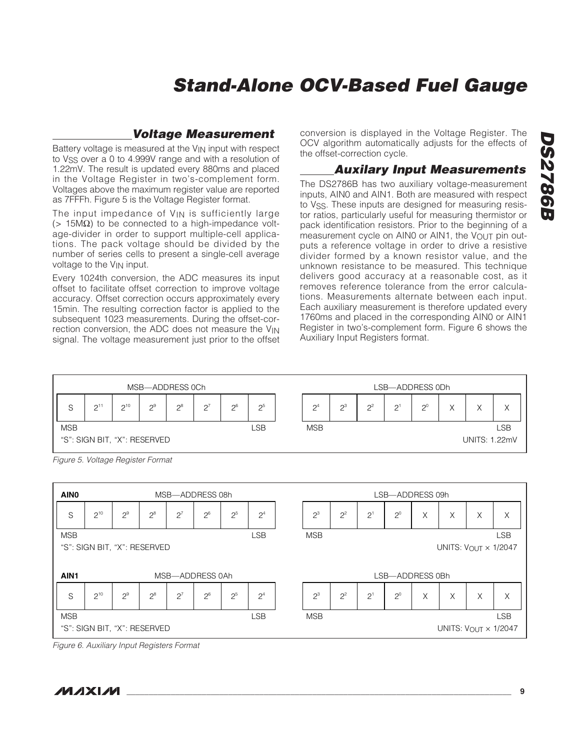## Voltage Measurement

Battery voltage is measured at the $V_{IN}$ input with respect to $V_{SS}$ over a 0 to 4.999V range and with a resolution of 1.22mV. The result is updated every 880ms and placed in the Voltage Register in two's-complement form. Voltages above the maximum register value are reported as 7FFFh. Figure 5 is the Voltage Register format.

The input impedance of $V_{IN}$ is sufficiently large (> 15MΩ) to be connected to a high-impedance voltage-divider in order to support multiple-cell applications. The pack voltage should be divided by the number of series cells to present a single-cell average voltage to the $V_{IN}$ input.

Every 1024th conversion, the ADC measures its input offset to facilitate offset correction to improve voltage accuracy. Offset correction occurs approximately every 15min. The resulting correction factor is applied to the subsequent 1023 measurements. During the offset-correction conversion, the ADC does not measure the $V_{IN}$ signal. The voltage measurement just prior to the offset conversion is displayed in the Voltage Register. The OCV algorithm automatically adjusts for the effects of the offset-correction cycle.

## Auxilary Input Measurements

The DS2786B has two auxiliary voltage-measurement inputs, AIN0 and AIN1. Both are measured with respect to $V_{SS}$. These inputs are designed for measuring resistor ratios, particularly useful for measuring thermistor or pack identification resistors. Prior to the beginning of a measurement cycle on AIN0 or AIN1, the $V_{OUT}$ pin outputs a reference voltage in order to drive a resistive divider formed by a known resistor value, and the unknown resistance to be measured. This technique delivers good accuracy at a reasonable cost, as it removes reference tolerance from the error calculations. Measurements alternate between each input. Each auxiliary measurement is therefore updated every 1760ms and placed in the corresponding AIN0 or AIN1 Register in two's-complement form. Figure 6 shows the Auxiliary Input Registers format.

| MSB—ADDRESS 0Ch | | | | | | | |
|---|---|---|---|---|---|---|---|
| S | $2^{11}$ | $2^{10}$ | $2^9$ | $2^8$ | $2^7$ | $2^6$ | $2^5$ |
| MSB | | | | | | | LSB |

| LSB—ADDRESS 0Dh | | | | | | | |
|---|---|---|---|---|---|---|---|
| $2^4$ | $2^3$ | $2^2$ | $2^1$ | $2^0$ | X | X | X |
| MSB | | | | | | | LSB |

"S": SIGN BIT, "X": RESERVED

UNITS: 1.22mV

*Figure 5. Voltage Register Format*

**AIN0**

| MSB—ADDRESS 08h | | | | | | | |
|---|---|---|---|---|---|---|---|
| S | $2^{10}$ | $2^9$ | $2^8$ | $2^7$ | $2^6$ | $2^5$ | $2^4$ |
| MSB | | | | | | | LSB |

| LSB—ADDRESS 09h | | | | | | | |
|---|---|---|---|---|---|---|---|
| $2^3$ | $2^2$ | $2^1$ | $2^0$ | X | X | X | X |
| MSB | | | | | | | LSB |

"S": SIGN BIT, "X": RESERVED

UNITS: $V_{OUT}$ × 1/2047

**AIN1**

| MSB—ADDRESS 0Ah | | | | | | | |
|---|---|---|---|---|---|---|---|
| S | $2^{10}$ | $2^9$ | $2^8$ | $2^7$ | $2^6$ | $2^5$ | $2^4$ |
| MSB | | | | | | | LSB |

| LSB—ADDRESS 0Bh | | | | | | | |
|---|---|---|---|---|---|---|---|
| $2^3$ | $2^2$ | $2^1$ | $2^0$ | X | X | X | X |
| MSB | | | | | | | LSB |

"S": SIGN BIT, "X": RESERVED

UNITS: $V_{OUT}$ × 1/2047

*Figure 6. Auxiliary Input Registers Format*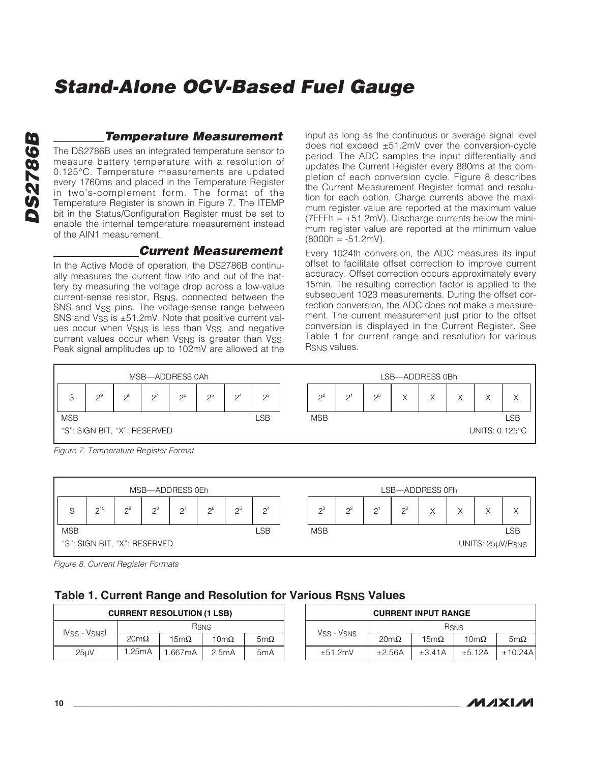## Temperature Measurement

The DS2786B uses an integrated temperature sensor to measure battery temperature with a resolution of 0.125°C. Temperature measurements are updated every 1760ms and placed in the Temperature Register in two's-complement form. The format of the Temperature Register is shown in Figure 7. The ITEMP bit in the Status/Configuration Register must be set to enable the internal temperature measurement instead of the AIN1 measurement.

## Current Measurement

In the Active Mode of operation, the DS2786B continually measures the current flow into and out of the battery by measuring the voltage drop across a low-value current-sense resistor, $R_{SNS}$, connected between the SNS and $V_{SS}$ pins. The voltage-sense range between SNS and $V_{SS}$ is ±51.2mV. Note that positive current values occur when $V_{SNS}$ is less than $V_{SS}$, and negative current values occur when $V_{SNS}$ is greater than $V_{SS}$. Peak signal amplitudes up to 102mV are allowed at the input as long as the continuous or average signal level does not exceed ±51.2mV over the conversion-cycle period. The ADC samples the input differentially and updates the Current Register every 880ms at the completion of each conversion cycle. Figure 8 describes the Current Measurement Register format and resolution for each option. Charge currents above the maximum register value are reported at the maximum value (7FFFh = +51.2mV). Discharge currents below the minimum register value are reported at the minimum value (8000h = -51.2mV).

Every 1024th conversion, the ADC measures its input offset to facilitate offset correction to improve current accuracy. Offset correction occurs approximately every 15min. The resulting correction factor is applied to the subsequent 1023 measurements. During the offset correction conversion, the ADC does not make a measurement. The current measurement just prior to the offset conversion is displayed in the Current Register. See Table 1 for current range and resolution for various $R_{SNS}$ values.

| MSB—ADDRESS 0Ah | | | | | | | | LSB—ADDRESS 0Bh | | | | | | | |
|---|---|---|---|---|---|---|---|---|---|---|---|---|---|---|---|
| S | $2^9$ | $2^8$ | $2^7$ | $2^6$ | $2^5$ | $2^4$ | $2^3$ | $2^2$ | $2^1$ | $2^0$ | X | X | X | X | X |
| MSB | | | | | | | LSB | MSB | | | | | | | LSB |

"S": SIGN BIT, "X": RESERVED — UNITS: 0.125°C

*Figure 7. Temperature Register Format*

| MSB—ADDRESS 0Eh | | | | | | | | LSB—ADDRESS 0Fh | | | | | | | |
|---|---|---|---|---|---|---|---|---|---|---|---|---|---|---|---|
| S | $2^{10}$ | $2^9$ | $2^8$ | $2^7$ | $2^6$ | $2^5$ | $2^4$ | $2^3$ | $2^2$ | $2^1$ | $2^0$ | X | X | X | X |
| MSB | | | | | | | LSB | MSB | | | | | | | LSB |

"S": SIGN BIT, "X": RESERVED — UNITS: 25µV/$R_{SNS}$

*Figure 8. Current Register Formats*

### Table 1. Current Range and Resolution for Various $R_{SNS}$ Values

| CURRENT RESOLUTION (1 LSB) | | | | |
|---|---|---|---|---|
| $\lvert V_{SS} - V_{SNS} \rvert$ | $R_{SNS}$ | | | |
| | 20mΩ | 15mΩ | 10mΩ | 5mΩ |
| 25µV | 1.25mA | 1.667mA | 2.5mA | 5mA |

| CURRENT INPUT RANGE | | | | |
|---|---|---|---|---|
| $V_{SS} - V_{SNS}$ | $R_{SNS}$ | | | |
| | 20mΩ | 15mΩ | 10mΩ | 5mΩ |
| ±51.2mV | ±2.56A | ±3.41A | ±5.12A | ±10.24A |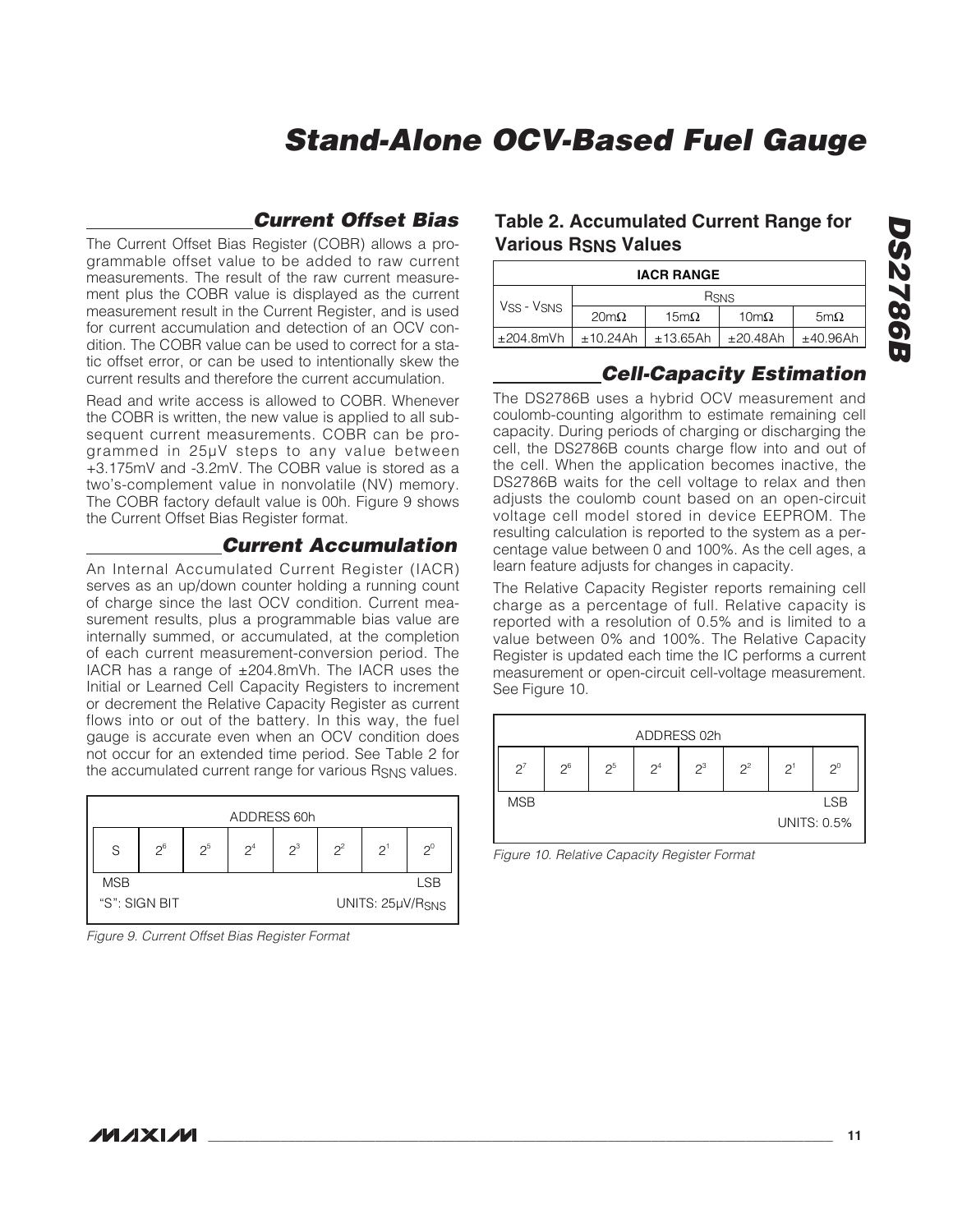## Current Offset Bias

The Current Offset Bias Register (COBR) allows a programmable offset value to be added to raw current measurements. The result of the raw current measurement plus the COBR value is displayed as the current measurement result in the Current Register, and is used for current accumulation and detection of an OCV condition. The COBR value can be used to correct for a static offset error, or can be used to intentionally skew the current results and therefore the current accumulation.

Read and write access is allowed to COBR. Whenever the COBR is written, the new value is applied to all subsequent current measurements. COBR can be programmed in 25µV steps to any value between +3.175mV and -3.2mV. The COBR value is stored as a two's-complement value in nonvolatile (NV) memory. The COBR factory default value is 00h. Figure 9 shows the Current Offset Bias Register format.

## Current Accumulation

An Internal Accumulated Current Register (IACR) serves as an up/down counter holding a running count of charge since the last OCV condition. Current measurement results, plus a programmable bias value are internally summed, or accumulated, at the completion of each current measurement-conversion period. The IACR has a range of ±204.8mVh. The IACR uses the Initial or Learned Cell Capacity Registers to increment or decrement the Relative Capacity Register as current flows into or out of the battery. In this way, the fuel gauge is accurate even when an OCV condition does not occur for an extended time period. See Table 2 for the accumulated current range for various $R_{SNS}$ values.

| ADDRESS 60h | | | | | | | |
|---|---|---|---|---|---|---|---|
| S | $2^6$ | $2^5$ | $2^4$ | $2^3$ | $2^2$ | $2^1$ | $2^0$ |
| MSB | | | | | | | LSB |
| "S": SIGN BIT | | | | | | | UNITS: 25µV/$R_{SNS}$ |

*Figure 9. Current Offset Bias Register Format*

### Table 2. Accumulated Current Range for Various $R_{SNS}$ Values

| IACR RANGE | | | | |
|---|---|---|---|---|
| $V_{SS}$ - $V_{SNS}$ | $R_{SNS}$ | | | |
| | 20mΩ | 15mΩ | 10mΩ | 5mΩ |
| ±204.8mVh | ±10.24Ah | ±13.65Ah | ±20.48Ah | ±40.96Ah |

## Cell-Capacity Estimation

The DS2786B uses a hybrid OCV measurement and coulomb-counting algorithm to estimate remaining cell capacity. During periods of charging or discharging the cell, the DS2786B counts charge flow into and out of the cell. When the application becomes inactive, the DS2786B waits for the cell voltage to relax and then adjusts the coulomb count based on an open-circuit voltage cell model stored in device EEPROM. The resulting calculation is reported to the system as a percentage value between 0 and 100%. As the cell ages, a learn feature adjusts for changes in capacity.

The Relative Capacity Register reports remaining cell charge as a percentage of full. Relative capacity is reported with a resolution of 0.5% and is limited to a value between 0% and 100%. The Relative Capacity Register is updated each time the IC performs a current measurement or open-circuit cell-voltage measurement. See Figure 10.

| ADDRESS 02h | | | | | | | |
|---|---|---|---|---|---|---|---|
| $2^7$ | $2^6$ | $2^5$ | $2^4$ | $2^3$ | $2^2$ | $2^1$ | $2^0$ |
| MSB | | | | | | | LSB |
| | | | | | | | UNITS: 0.5% |

*Figure 10. Relative Capacity Register Format*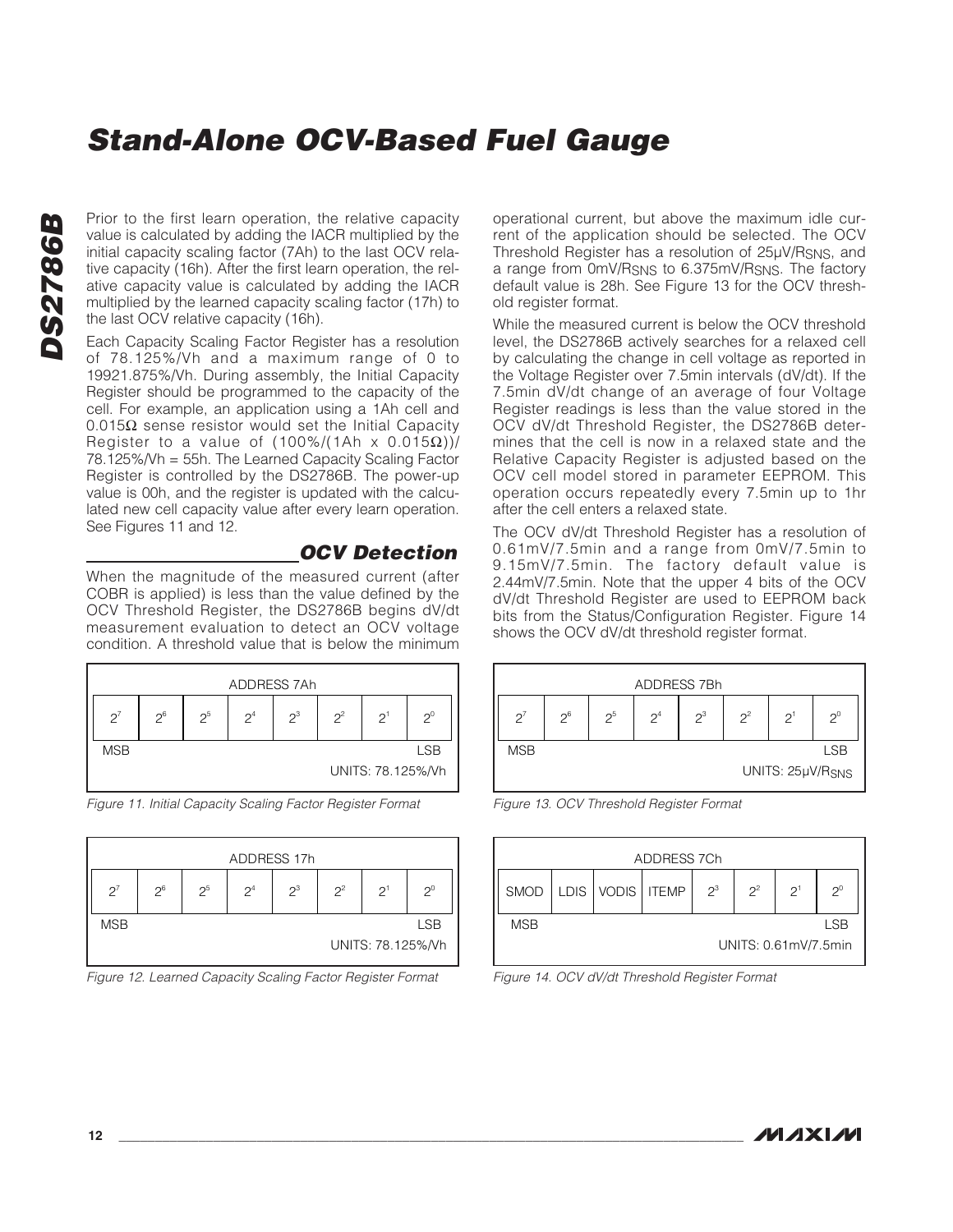Prior to the first learn operation, the relative capacity value is calculated by adding the IACR multiplied by the initial capacity scaling factor (7Ah) to the last OCV relative capacity (16h). After the first learn operation, the relative capacity value is calculated by adding the IACR multiplied by the learned capacity scaling factor (17h) to the last OCV relative capacity (16h).

Each Capacity Scaling Factor Register has a resolution of 78.125%/Vh and a maximum range of 0 to 19921.875%/Vh. During assembly, the Initial Capacity Register should be programmed to the capacity of the cell. For example, an application using a 1Ah cell and 0.015Ω sense resistor would set the Initial Capacity Register to a value of (100%/(1Ah x 0.015Ω))/ 78.125%/Vh = 55h. The Learned Capacity Scaling Factor Register is controlled by the DS2786B. The power-up value is 00h, and the register is updated with the calculated new cell capacity value after every learn operation. See Figures 11 and 12.

| ADDRESS 7Ah | | | | | | | |
|---|---|---|---|---|---|---|---|
| $2^7$ | $2^6$ | $2^5$ | $2^4$ | $2^3$ | $2^2$ | $2^1$ | $2^0$ |
| MSB | | | | | | | LSB |
| | | | | | | | UNITS: 78.125%/Vh |

*Figure 11. Initial Capacity Scaling Factor Register Format*

| ADDRESS 17h | | | | | | | |
|---|---|---|---|---|---|---|---|
| $2^7$ | $2^6$ | $2^5$ | $2^4$ | $2^3$ | $2^2$ | $2^1$ | $2^0$ |
| MSB | | | | | | | LSB |
| | | | | | | | UNITS: 78.125%/Vh |

*Figure 12. Learned Capacity Scaling Factor Register Format*

## OCV Detection

When the magnitude of the measured current (after COBR is applied) is less than the value defined by the OCV Threshold Register, the DS2786B begins dV/dt measurement evaluation to detect an OCV voltage condition. A threshold value that is below the minimum operational current, but above the maximum idle current of the application should be selected. The OCV Threshold Register has a resolution of $25\mu V/R_{SNS}$, and a range from $0mV/R_{SNS}$ to $6.375mV/R_{SNS}$. The factory default value is 28h. See Figure 13 for the OCV threshold register format.

While the measured current is below the OCV threshold level, the DS2786B actively searches for a relaxed cell by calculating the change in cell voltage as reported in the Voltage Register over 7.5min intervals (dV/dt). If the 7.5min dV/dt change of an average of four Voltage Register readings is less than the value stored in the OCV dV/dt Threshold Register, the DS2786B determines that the cell is now in a relaxed state and the Relative Capacity Register is adjusted based on the OCV cell model stored in parameter EEPROM. This operation occurs repeatedly every 7.5min up to 1hr after the cell enters a relaxed state.

The OCV dV/dt Threshold Register has a resolution of 0.61mV/7.5min and a range from 0mV/7.5min to 9.15mV/7.5min. The factory default value is 2.44mV/7.5min. Note that the upper 4 bits of the OCV dV/dt Threshold Register are used to EEPROM back bits from the Status/Configuration Register. Figure 14 shows the OCV dV/dt threshold register format.

| ADDRESS 7Bh | | | | | | | |
|---|---|---|---|---|---|---|---|
| $2^7$ | $2^6$ | $2^5$ | $2^4$ | $2^3$ | $2^2$ | $2^1$ | $2^0$ |
| MSB | | | | | | | LSB |
| | | | | | | | UNITS: $25\mu V/R_{SNS}$ |

*Figure 13. OCV Threshold Register Format*

| ADDRESS 7Ch | | | | | | | |
|---|---|---|---|---|---|---|---|
| SMOD | LDIS | VODIS | ITEMP | $2^3$ | $2^2$ | $2^1$ | $2^0$ |
| MSB | | | | | | | LSB |
| | | | | | | | UNITS: 0.61mV/7.5min |

*Figure 14. OCV dV/dt Threshold Register Format*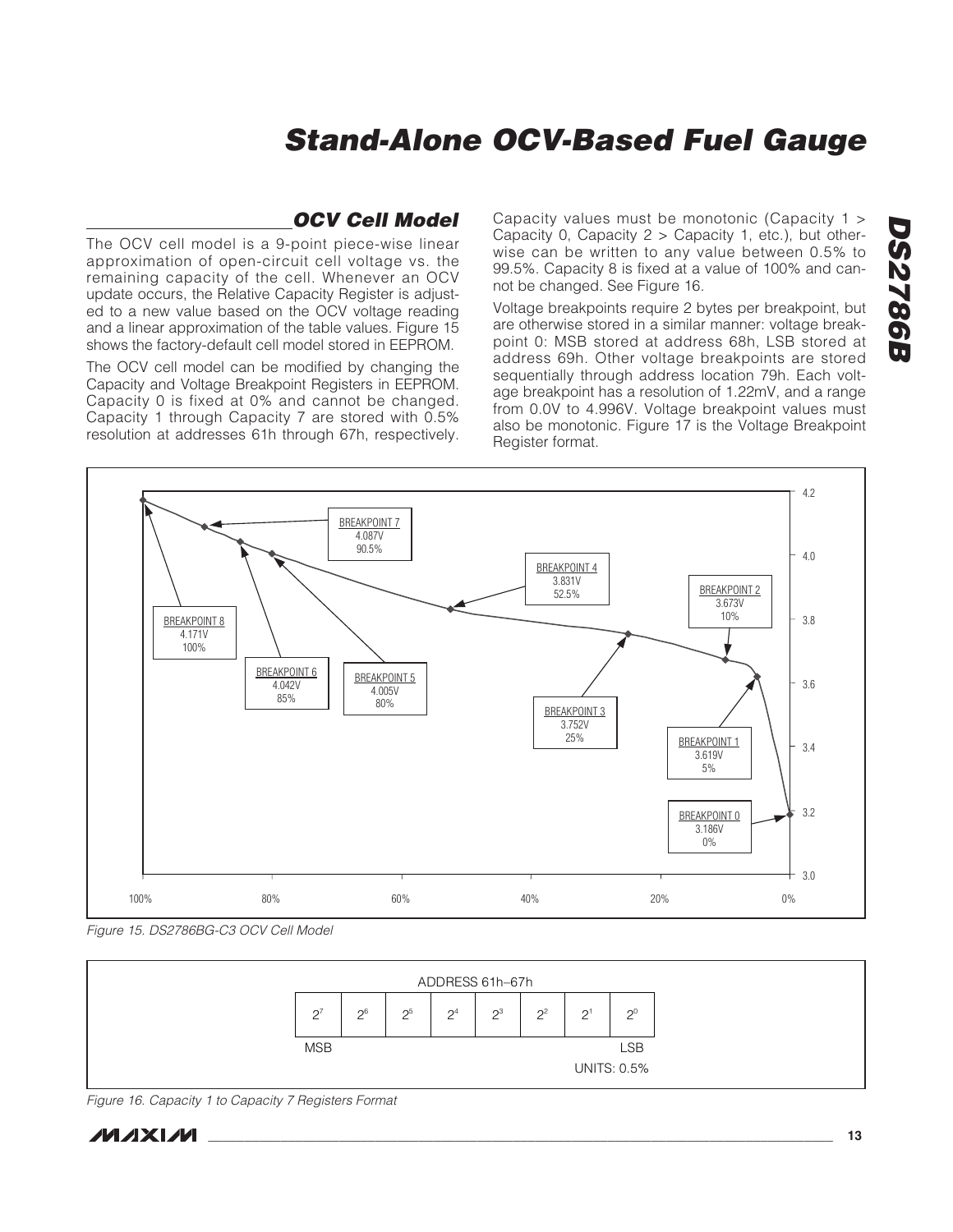## OCV Cell Model

The OCV cell model is a 9-point piece-wise linear approximation of open-circuit cell voltage vs. the remaining capacity of the cell. Whenever an OCV update occurs, the Relative Capacity Register is adjusted to a new value based on the OCV voltage reading and a linear approximation of the table values. Figure 15 shows the factory-default cell model stored in EEPROM.

The OCV cell model can be modified by changing the Capacity and Voltage Breakpoint Registers in EEPROM. Capacity 0 is fixed at 0% and cannot be changed. Capacity 1 through Capacity 7 are stored with 0.5% resolution at addresses 61h through 67h, respectively. Capacity values must be monotonic (Capacity 1 > Capacity 0, Capacity 2 > Capacity 1, etc.), but otherwise can be written to any value between 0.5% to 99.5%. Capacity 8 is fixed at a value of 100% and cannot be changed. See Figure 16.

Voltage breakpoints require 2 bytes per breakpoint, but are otherwise stored in a similar manner: voltage breakpoint 0: MSB stored at address 68h, LSB stored at address 69h. Other voltage breakpoints are stored sequentially through address location 79h. Each voltage breakpoint has a resolution of 1.22mV, and a range from 0.0V to 4.996V. Voltage breakpoint values must also be monotonic. Figure 17 is the Voltage Breakpoint Register format.

| Breakpoint | Voltage | Capacity |
|---|---|---|
| BREAKPOINT 8 | 4.171V | 100% |
| BREAKPOINT 7 | 4.087V | 90.5% |
| BREAKPOINT 6 | 4.042V | 85% |
| BREAKPOINT 5 | 4.005V | 80% |
| BREAKPOINT 4 | 3.831V | 52.5% |
| BREAKPOINT 3 | 3.752V | 25% |
| BREAKPOINT 2 | 3.673V | 10% |
| BREAKPOINT 1 | 3.619V | 5% |
| BREAKPOINT 0 | 3.186V | 0% |

*Figure 15. DS2786BG-C3 OCV Cell Model*

ADDRESS 61h–67h

| $2^7$ | $2^6$ | $2^5$ | $2^4$ | $2^3$ | $2^2$ | $2^1$ | $2^0$ |
|---|---|---|---|---|---|---|---|
| MSB | | | | | | | LSB |

UNITS: 0.5%

*Figure 16. Capacity 1 to Capacity 7 Registers Format*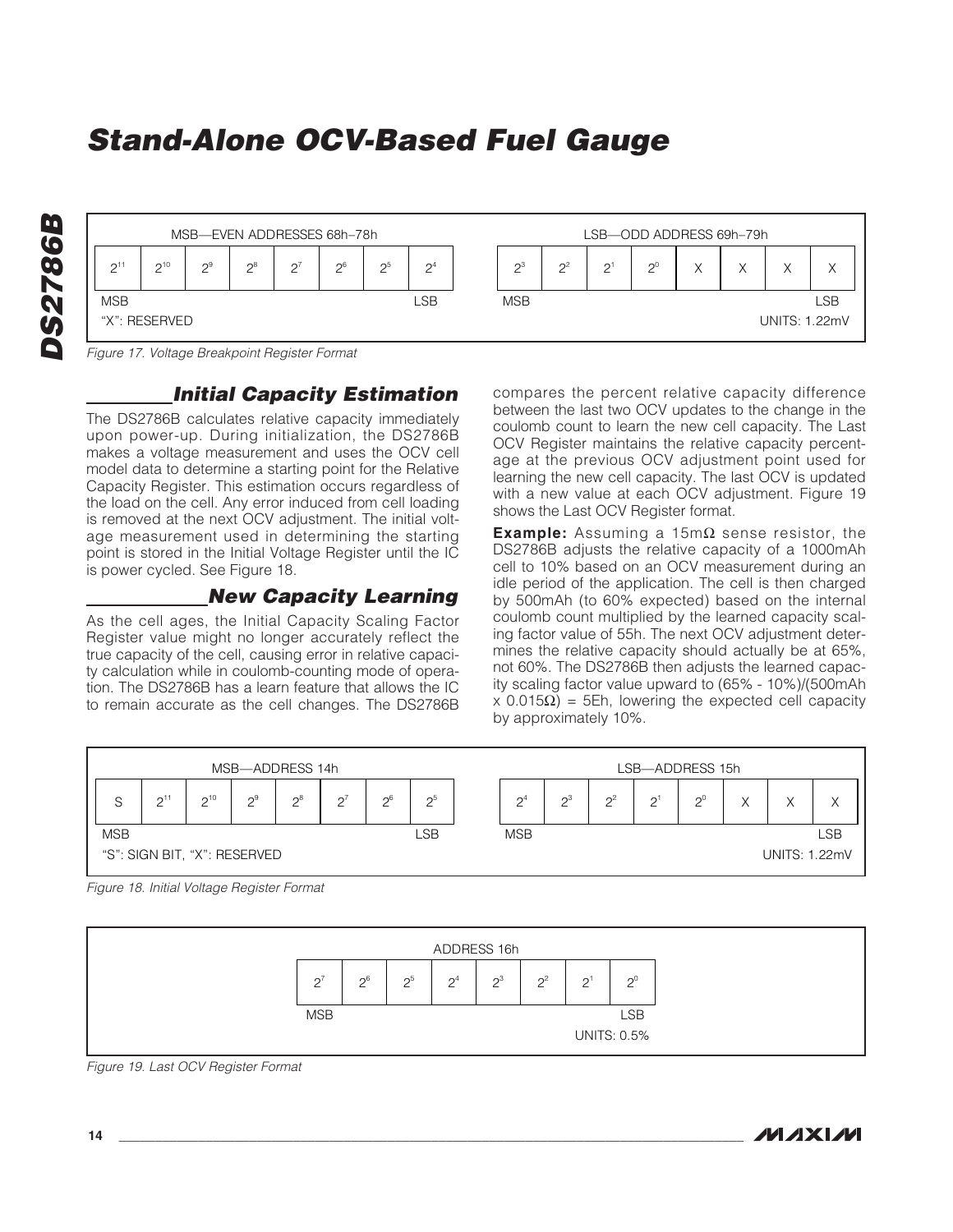| MSB—EVEN ADDRESSES 68h–78h | | | | | | | | LSB—ODD ADDRESS 69h–79h | | | | | | | |
|---|---|---|---|---|---|---|---|---|---|---|---|---|---|---|---|
| $2^{11}$ | $2^{10}$ | $2^9$ | $2^8$ | $2^7$ | $2^6$ | $2^5$ | $2^4$ | $2^3$ | $2^2$ | $2^1$ | $2^0$ | X | X | X | X |
| MSB | | | | | | | LSB | MSB | | | | | | | LSB |

"X": RESERVED

UNITS: 1.22mV

*Figure 17. Voltage Breakpoint Register Format*

## Initial Capacity Estimation

The DS2786B calculates relative capacity immediately upon power-up. During initialization, the DS2786B makes a voltage measurement and uses the OCV cell model data to determine a starting point for the Relative Capacity Register. This estimation occurs regardless of the load on the cell. Any error induced from cell loading is removed at the next OCV adjustment. The initial voltage measurement used in determining the starting point is stored in the Initial Voltage Register until the IC is power cycled. See Figure 18.

## New Capacity Learning

As the cell ages, the Initial Capacity Scaling Factor Register value might no longer accurately reflect the true capacity of the cell, causing error in relative capacity calculation while in coulomb-counting mode of operation. The DS2786B has a learn feature that allows the IC to remain accurate as the cell changes. The DS2786B compares the percent relative capacity difference between the last two OCV updates to the change in the coulomb count to learn the new cell capacity. The Last OCV Register maintains the relative capacity percentage at the previous OCV adjustment point used for learning the new cell capacity. The last OCV is updated with a new value at each OCV adjustment. Figure 19 shows the Last OCV Register format.

**Example:** Assuming a 15mΩ sense resistor, the DS2786B adjusts the relative capacity of a 1000mAh cell to 10% based on an OCV measurement during an idle period of the application. The cell is then charged by 500mAh (to 60% expected) based on the internal coulomb count multiplied by the learned capacity scaling factor value of 55h. The next OCV adjustment determines the relative capacity should actually be at 65%, not 60%. The DS2786B then adjusts the learned capacity scaling factor value upward to (65% - 10%)/(500mAh x 0.015Ω) = 5Eh, lowering the expected cell capacity by approximately 10%.

| MSB—ADDRESS 14h | | | | | | | | LSB—ADDRESS 15h | | | | | | | |
|---|---|---|---|---|---|---|---|---|---|---|---|---|---|---|---|
| S | $2^{11}$ | $2^{10}$ | $2^9$ | $2^8$ | $2^7$ | $2^6$ | $2^5$ | $2^4$ | $2^3$ | $2^2$ | $2^1$ | $2^0$ | X | X | X |
| MSB | | | | | | | LSB | MSB | | | | | | | LSB |

"S": SIGN BIT, "X": RESERVED

UNITS: 1.22mV

*Figure 18. Initial Voltage Register Format*

| ADDRESS 16h | | | | | | | |
|---|---|---|---|---|---|---|---|
| $2^7$ | $2^6$ | $2^5$ | $2^4$ | $2^3$ | $2^2$ | $2^1$ | $2^0$ |
| MSB | | | | | | | LSB |

UNITS: 0.5%

*Figure 19. Last OCV Register Format*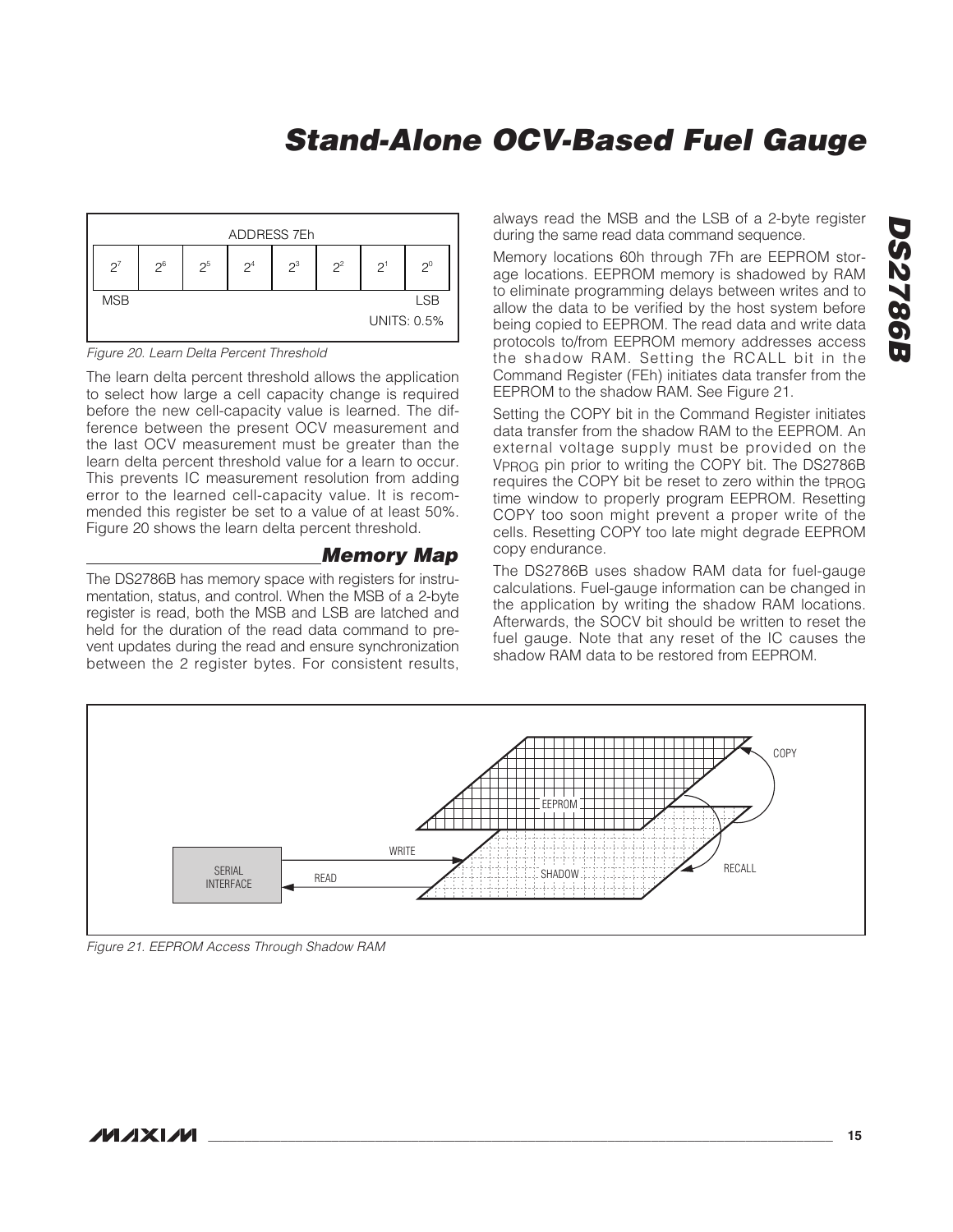| ADDRESS 7Eh | | | | | | | |
|---|---|---|---|---|---|---|---|
| $2^7$ | $2^6$ | $2^5$ | $2^4$ | $2^3$ | $2^2$ | $2^1$ | $2^0$ |
| MSB | | | | | | | LSB |
| | | | | | | | UNITS: 0.5% |

*Figure 20. Learn Delta Percent Threshold*

The learn delta percent threshold allows the application to select how large a cell capacity change is required before the new cell-capacity value is learned. The difference between the present OCV measurement and the last OCV measurement must be greater than the learn delta percent threshold value for a learn to occur. This prevents IC measurement resolution from adding error to the learned cell-capacity value. It is recommended this register be set to a value of at least 50%. Figure 20 shows the learn delta percent threshold.

## Memory Map

The DS2786B has memory space with registers for instrumentation, status, and control. When the MSB of a 2-byte register is read, both the MSB and LSB are latched and held for the duration of the read data command to prevent updates during the read and ensure synchronization between the 2 register bytes. For consistent results, always read the MSB and the LSB of a 2-byte register during the same read data command sequence.

Memory locations 60h through 7Fh are EEPROM storage locations. EEPROM memory is shadowed by RAM to eliminate programming delays between writes and to allow the data to be verified by the host system before being copied to EEPROM. The read data and write data protocols to/from EEPROM memory addresses access the shadow RAM. Setting the RCALL bit in the Command Register (FEh) initiates data transfer from the EEPROM to the shadow RAM. See Figure 21.

Setting the COPY bit in the Command Register initiates data transfer from the shadow RAM to the EEPROM. An external voltage supply must be provided on the $V_{PROG}$ pin prior to writing the COPY bit. The DS2786B requires the COPY bit be reset to zero within the $t_{PROG}$ time window to properly program EEPROM. Resetting COPY too soon might prevent a proper write of the cells. Resetting COPY too late might degrade EEPROM copy endurance.

The DS2786B uses shadow RAM data for fuel-gauge calculations. Fuel-gauge information can be changed in the application by writing the shadow RAM locations. Afterwards, the SOCV bit should be written to reset the fuel gauge. Note that any reset of the IC causes the shadow RAM data to be restored from EEPROM.

SERIAL INTERFACE — WRITE / READ — SHADOW — EEPROM — COPY — RECALL

*Figure 21. EEPROM Access Through Shadow RAM*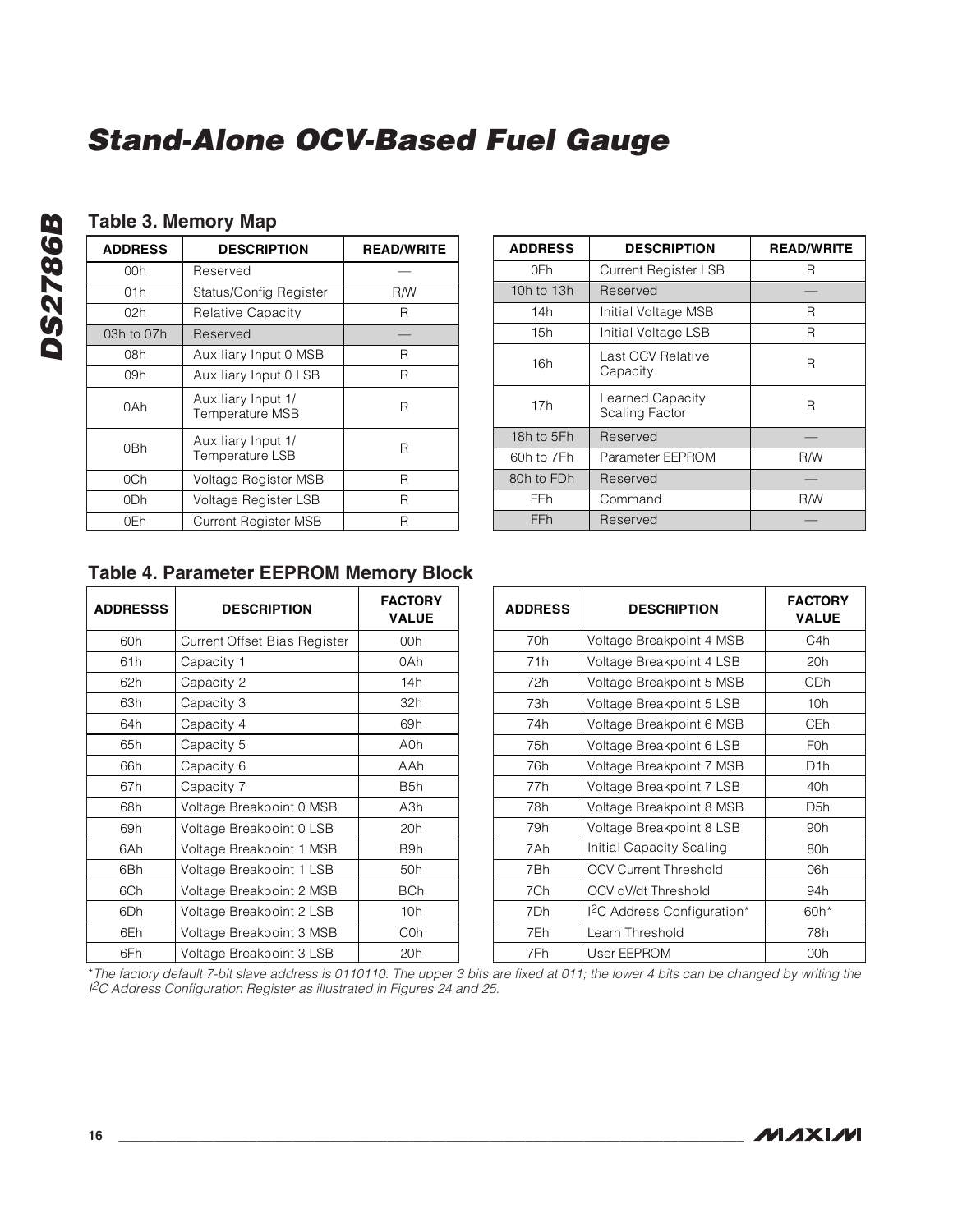## Table 3. Memory Map

| ADDRESS | DESCRIPTION | READ/WRITE |
|---|---|---|
| 00h | Reserved | — |
| 01h | Status/Config Register | R/W |
| 02h | Relative Capacity | R |
| 03h to 07h | Reserved | — |
| 08h | Auxiliary Input 0 MSB | R |
| 09h | Auxiliary Input 0 LSB | R |
| 0Ah | Auxiliary Input 1/ Temperature MSB | R |
| 0Bh | Auxiliary Input 1/ Temperature LSB | R |
| 0Ch | Voltage Register MSB | R |
| 0Dh | Voltage Register LSB | R |
| 0Eh | Current Register MSB | R |
| 0Fh | Current Register LSB | R |
| 10h to 13h | Reserved | — |
| 14h | Initial Voltage MSB | R |
| 15h | Initial Voltage LSB | R |
| 16h | Last OCV Relative Capacity | R |
| 17h | Learned Capacity Scaling Factor | R |
| 18h to 5Fh | Reserved | — |
| 60h to 7Fh | Parameter EEPROM | R/W |
| 80h to FDh | Reserved | — |
| FEh | Command | R/W |
| FFh | Reserved | — |

## Table 4. Parameter EEPROM Memory Block

| ADDRESSS | DESCRIPTION | FACTORY VALUE |
|---|---|---|
| 60h | Current Offset Bias Register | 00h |
| 61h | Capacity 1 | 0Ah |
| 62h | Capacity 2 | 14h |
| 63h | Capacity 3 | 32h |
| 64h | Capacity 4 | 69h |
| 65h | Capacity 5 | A0h |
| 66h | Capacity 6 | AAh |
| 67h | Capacity 7 | B5h |
| 68h | Voltage Breakpoint 0 MSB | A3h |
| 69h | Voltage Breakpoint 0 LSB | 20h |
| 6Ah | Voltage Breakpoint 1 MSB | B9h |
| 6Bh | Voltage Breakpoint 1 LSB | 50h |
| 6Ch | Voltage Breakpoint 2 MSB | BCh |
| 6Dh | Voltage Breakpoint 2 LSB | 10h |
| 6Eh | Voltage Breakpoint 3 MSB | C0h |
| 6Fh | Voltage Breakpoint 3 LSB | 20h |
| 70h | Voltage Breakpoint 4 MSB | C4h |
| 71h | Voltage Breakpoint 4 LSB | 20h |
| 72h | Voltage Breakpoint 5 MSB | CDh |
| 73h | Voltage Breakpoint 5 LSB | 10h |
| 74h | Voltage Breakpoint 6 MSB | CEh |
| 75h | Voltage Breakpoint 6 LSB | F0h |
| 76h | Voltage Breakpoint 7 MSB | D1h |
| 77h | Voltage Breakpoint 7 LSB | 40h |
| 78h | Voltage Breakpoint 8 MSB | D5h |
| 79h | Voltage Breakpoint 8 LSB | 90h |
| 7Ah | Initial Capacity Scaling | 80h |
| 7Bh | OCV Current Threshold | 06h |
| 7Ch | OCV dV/dt Threshold | 94h |
| 7Dh | I2C Address Configuration* | 60h* |
| 7Eh | Learn Threshold | 78h |
| 7Fh | User EEPROM | 00h |

**The factory default 7-bit slave address is 0110110. The upper 3 bits are fixed at 011; the lower 4 bits can be changed by writing the I2C Address Configuration Register as illustrated in Figures 24 and 25.*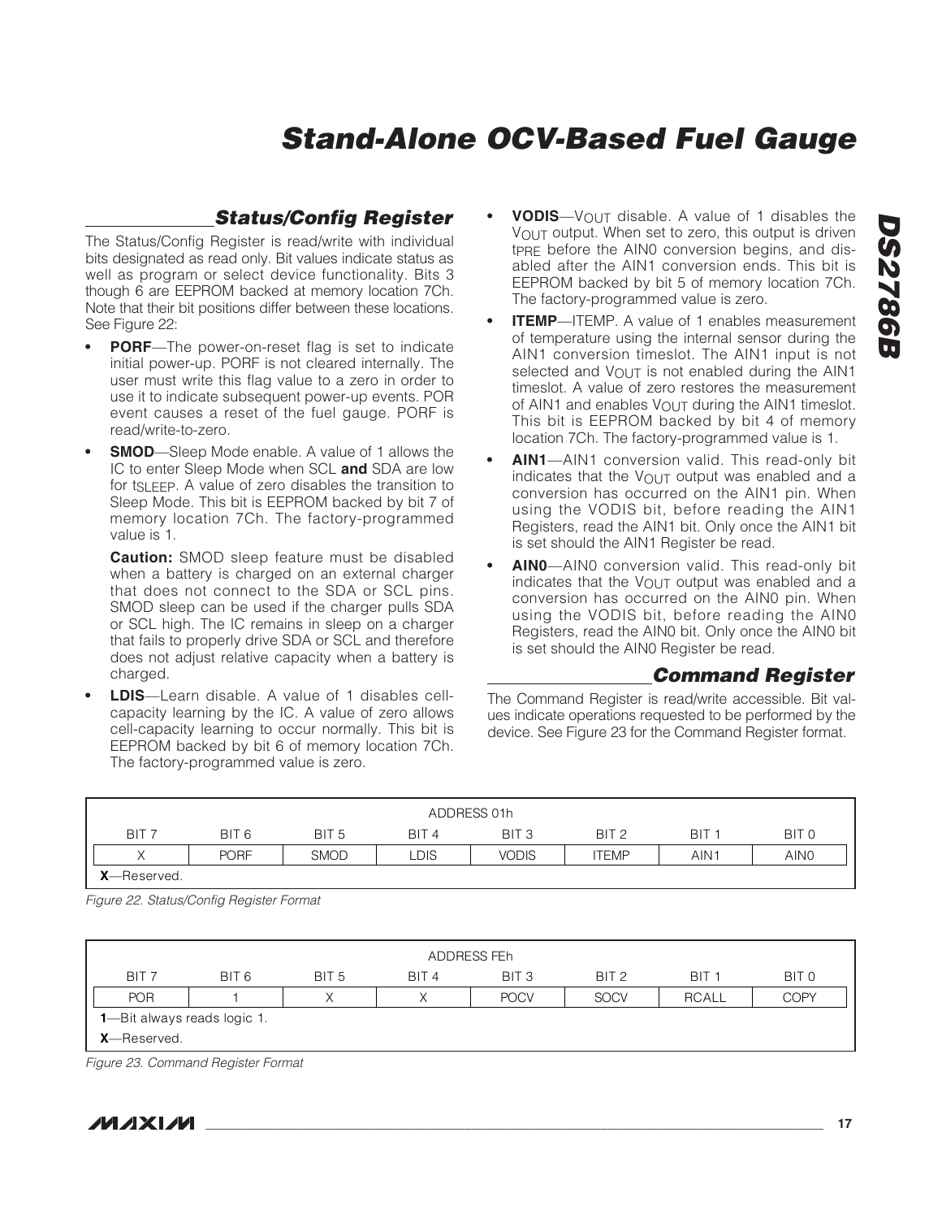## Status/Config Register

The Status/Config Register is read/write with individual bits designated as read only. Bit values indicate status as well as program or select device functionality. Bits 3 though 6 are EEPROM backed at memory location 7Ch. Note that their bit positions differ between these locations. See Figure 22:

- **PORF**—The power-on-reset flag is set to indicate initial power-up. PORF is not cleared internally. The user must write this flag value to a zero in order to use it to indicate subsequent power-up events. POR event causes a reset of the fuel gauge. PORF is read/write-to-zero.
- **SMOD**—Sleep Mode enable. A value of 1 allows the IC to enter Sleep Mode when SCL **and** SDA are low for $t_{SLEEP}$. A value of zero disables the transition to Sleep Mode. This bit is EEPROM backed by bit 7 of memory location 7Ch. The factory-programmed value is 1.

  **Caution:** SMOD sleep feature must be disabled when a battery is charged on an external charger that does not connect to the SDA or SCL pins. SMOD sleep can be used if the charger pulls SDA or SCL high. The IC remains in sleep on a charger that fails to properly drive SDA or SCL and therefore does not adjust relative capacity when a battery is charged.
- **LDIS**—Learn disable. A value of 1 disables cell-capacity learning by the IC. A value of zero allows cell-capacity learning to occur normally. This bit is EEPROM backed by bit 6 of memory location 7Ch. The factory-programmed value is zero.
- **VODIS**—$V_{OUT}$ disable. A value of 1 disables the $V_{OUT}$ output. When set to zero, this output is driven $t_{PRE}$ before the AIN0 conversion begins, and disabled after the AIN1 conversion ends. This bit is EEPROM backed by bit 5 of memory location 7Ch. The factory-programmed value is zero.
- **ITEMP**—ITEMP. A value of 1 enables measurement of temperature using the internal sensor during the AIN1 conversion timeslot. The AIN1 input is not selected and $V_{OUT}$ is not enabled during the AIN1 timeslot. A value of zero restores the measurement of AIN1 and enables $V_{OUT}$ during the AIN1 timeslot. This bit is EEPROM backed by bit 4 of memory location 7Ch. The factory-programmed value is 1.
- **AIN1**—AIN1 conversion valid. This read-only bit indicates that the $V_{OUT}$ output was enabled and a conversion has occurred on the AIN1 pin. When using the VODIS bit, before reading the AIN1 Registers, read the AIN1 bit. Only once the AIN1 bit is set should the AIN1 Register be read.
- **AIN0**—AIN0 conversion valid. This read-only bit indicates that the $V_{OUT}$ output was enabled and a conversion has occurred on the AIN0 pin. When using the VODIS bit, before reading the AIN0 Registers, read the AIN0 bit. Only once the AIN0 bit is set should the AIN0 Register be read.

## Command Register

The Command Register is read/write accessible. Bit values indicate operations requested to be performed by the device. See Figure 23 for the Command Register format.

| ADDRESS 01h | | | | | | | |
|---|---|---|---|---|---|---|---|
| BIT 7 | BIT 6 | BIT 5 | BIT 4 | BIT 3 | BIT 2 | BIT 1 | BIT 0 |
| X | PORF | SMOD | LDIS | VODIS | ITEMP | AIN1 | AIN0 |

**X**—Reserved.

*Figure 22. Status/Config Register Format*

| ADDRESS FEh | | | | | | | |
|---|---|---|---|---|---|---|---|
| BIT 7 | BIT 6 | BIT 5 | BIT 4 | BIT 3 | BIT 2 | BIT 1 | BIT 0 |
| POR | 1 | X | X | POCV | SOCV | RCALL | COPY |

**1**—Bit always reads logic 1.
**X**—Reserved.

*Figure 23. Command Register Format*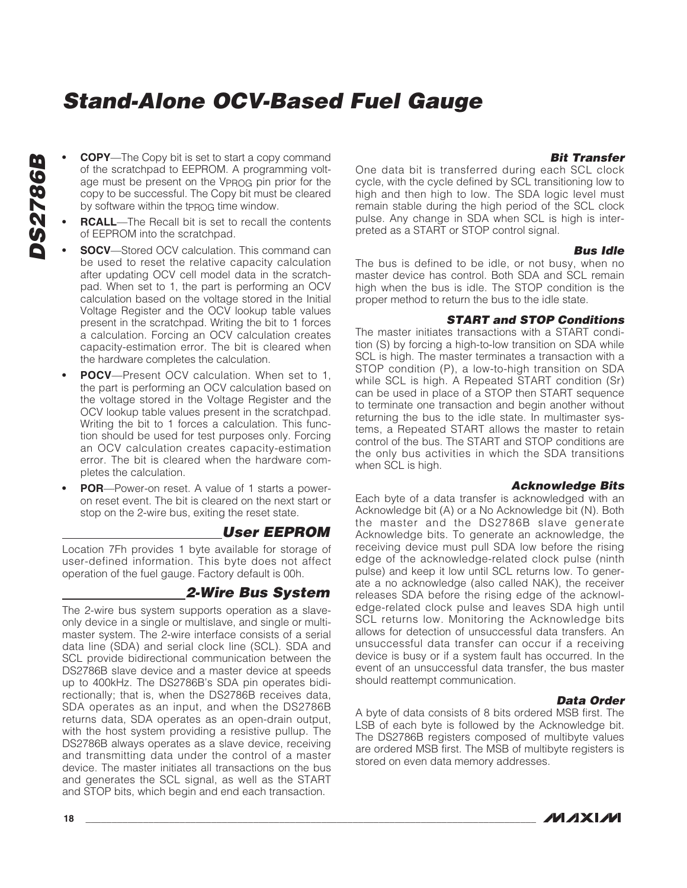- **COPY**—The Copy bit is set to start a copy command of the scratchpad to EEPROM. A programming voltage must be present on the $V_{PROG}$ pin prior for the copy to be successful. The Copy bit must be cleared by software within the $t_{PROG}$ time window.
- **RCALL**—The Recall bit is set to recall the contents of EEPROM into the scratchpad.
- **SOCV**—Stored OCV calculation. This command can be used to reset the relative capacity calculation after updating OCV cell model data in the scratchpad. When set to 1, the part is performing an OCV calculation based on the voltage stored in the Initial Voltage Register and the OCV lookup table values present in the scratchpad. Writing the bit to 1 forces a calculation. Forcing an OCV calculation creates capacity-estimation error. The bit is cleared when the hardware completes the calculation.
- **POCV**—Present OCV calculation. When set to 1, the part is performing an OCV calculation based on the voltage stored in the Voltage Register and the OCV lookup table values present in the scratchpad. Writing the bit to 1 forces a calculation. This function should be used for test purposes only. Forcing an OCV calculation creates capacity-estimation error. The bit is cleared when the hardware completes the calculation.
- **POR**—Power-on reset. A value of 1 starts a power-on reset event. The bit is cleared on the next start or stop on the 2-wire bus, exiting the reset state.

## User EEPROM

Location 7Fh provides 1 byte available for storage of user-defined information. This byte does not affect operation of the fuel gauge. Factory default is 00h.

## 2-Wire Bus System

The 2-wire bus system supports operation as a slave-only device in a single or multislave, and single or multimaster system. The 2-wire interface consists of a serial data line (SDA) and serial clock line (SCL). SDA and SCL provide bidirectional communication between the DS2786B slave device and a master device at speeds up to 400kHz. The DS2786B's SDA pin operates bidirectionally; that is, when the DS2786B receives data, SDA operates as an input, and when the DS2786B returns data, SDA operates as an open-drain output, with the host system providing a resistive pullup. The DS2786B always operates as a slave device, receiving and transmitting data under the control of a master device. The master initiates all transactions on the bus and generates the SCL signal, as well as the START and STOP bits, which begin and end each transaction.

### Bit Transfer

One data bit is transferred during each SCL clock cycle, with the cycle defined by SCL transitioning low to high and then high to low. The SDA logic level must remain stable during the high period of the SCL clock pulse. Any change in SDA when SCL is high is interpreted as a START or STOP control signal.

### Bus Idle

The bus is defined to be idle, or not busy, when no master device has control. Both SDA and SCL remain high when the bus is idle. The STOP condition is the proper method to return the bus to the idle state.

### START and STOP Conditions

The master initiates transactions with a START condition (S) by forcing a high-to-low transition on SDA while SCL is high. The master terminates a transaction with a STOP condition (P), a low-to-high transition on SDA while SCL is high. A Repeated START condition (Sr) can be used in place of a STOP then START sequence to terminate one transaction and begin another without returning the bus to the idle state. In multimaster systems, a Repeated START allows the master to retain control of the bus. The START and STOP conditions are the only bus activities in which the SDA transitions when SCL is high.

### Acknowledge Bits

Each byte of a data transfer is acknowledged with an Acknowledge bit (A) or a No Acknowledge bit (N). Both the master and the DS2786B slave generate Acknowledge bits. To generate an acknowledge, the receiving device must pull SDA low before the rising edge of the acknowledge-related clock pulse (ninth pulse) and keep it low until SCL returns low. To generate a no acknowledge (also called NAK), the receiver releases SDA before the rising edge of the acknowledge-related clock pulse and leaves SDA high until SCL returns low. Monitoring the Acknowledge bits allows for detection of unsuccessful data transfers. An unsuccessful data transfer can occur if a receiving device is busy or if a system fault has occurred. In the event of an unsuccessful data transfer, the bus master should reattempt communication.

### Data Order

A byte of data consists of 8 bits ordered MSB first. The LSB of each byte is followed by the Acknowledge bit. The DS2786B registers composed of multibyte values are ordered MSB first. The MSB of multibyte registers is stored on even data memory addresses.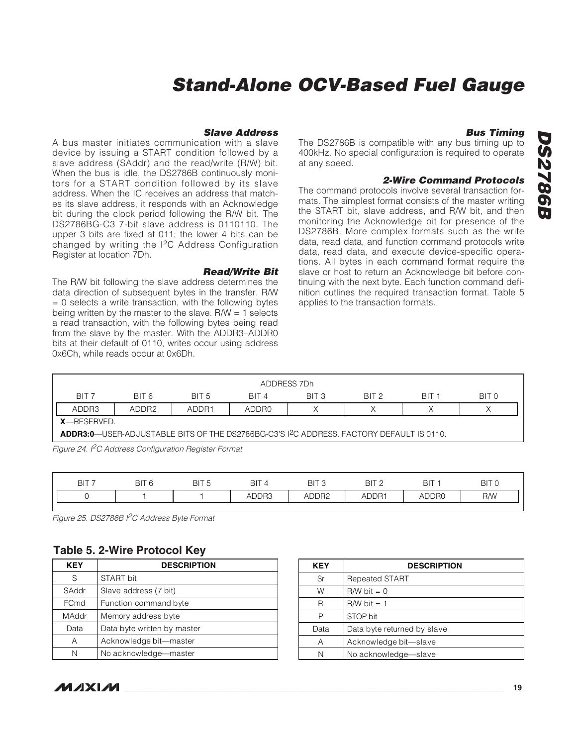## Slave Address

A bus master initiates communication with a slave device by issuing a START condition followed by a slave address (SAddr) and the read/write (R/W) bit. When the bus is idle, the DS2786B continuously monitors for a START condition followed by its slave address. When the IC receives an address that matches its slave address, it responds with an Acknowledge bit during the clock period following the R/W bit. The DS2786BG-C3 7-bit slave address is 0110110. The upper 3 bits are fixed at 011; the lower 4 bits can be changed by writing the I²C Address Configuration Register at location 7Dh.

## Read/Write Bit

The R/W bit following the slave address determines the data direction of subsequent bytes in the transfer. R/W = 0 selects a write transaction, with the following bytes being written by the master to the slave. R/W = 1 selects a read transaction, with the following bytes being read from the slave by the master. With the ADDR3–ADDR0 bits at their default of 0110, writes occur using address 0x6Ch, while reads occur at 0x6Dh.

## Bus Timing

The DS2786B is compatible with any bus timing up to 400kHz. No special configuration is required to operate at any speed.

## 2-Wire Command Protocols

The command protocols involve several transaction formats. The simplest format consists of the master writing the START bit, slave address, and R/W bit, and then monitoring the Acknowledge bit for presence of the DS2786B. More complex formats such as the write data, read data, and function command protocols write data, read data, and execute device-specific operations. All bytes in each command format require the slave or host to return an Acknowledge bit before continuing with the next byte. Each function command definition outlines the required transaction format. Table 5 applies to the transaction formats.

| ADDRESS 7Dh | | | | | | | |
|---|---|---|---|---|---|---|---|
| BIT 7 | BIT 6 | BIT 5 | BIT 4 | BIT 3 | BIT 2 | BIT 1 | BIT 0 |
| ADDR3 | ADDR2 | ADDR1 | ADDR0 | X | X | X | X |

**X**—RESERVED.

**ADDR3:0**—USER-ADJUSTABLE BITS OF THE DS2786BG-C3'S I²C ADDRESS. FACTORY DEFAULT IS 0110.

*Figure 24. I²C Address Configuration Register Format*

| BIT 7 | BIT 6 | BIT 5 | BIT 4 | BIT 3 | BIT 2 | BIT 1 | BIT 0 |
|---|---|---|---|---|---|---|---|
| 0 | 1 | 1 | ADDR3 | ADDR2 | ADDR1 | ADDR0 | R/W |

*Figure 25. DS2786B I²C Address Byte Format*

### Table 5. 2-Wire Protocol Key

| KEY | DESCRIPTION | KEY | DESCRIPTION |
|---|---|---|---|
| S | START bit | Sr | Repeated START |
| SAddr | Slave address (7 bit) | W | R/W bit = 0 |
| FCmd | Function command byte | R | R/W bit = 1 |
| MAddr | Memory address byte | P | STOP bit |
| Data | Data byte written by master | Data | Data byte returned by slave |
| A | Acknowledge bit—master | A | Acknowledge bit—slave |
| N | No acknowledge—master | N | No acknowledge—slave |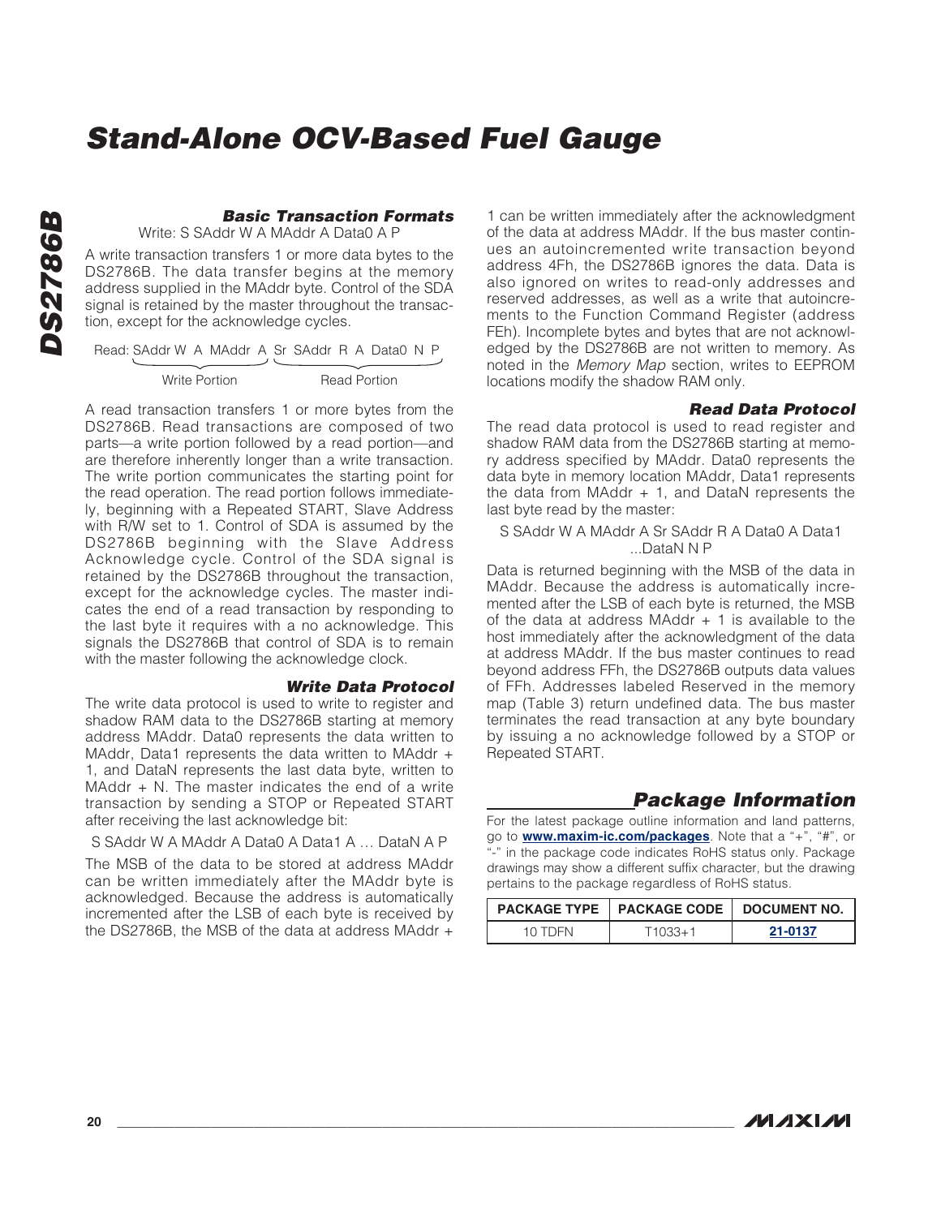### Basic Transaction Formats

Write: S SAddr W A MAddr A Data0 A P

A write transaction transfers 1 or more data bytes to the DS2786B. The data transfer begins at the memory address supplied in the MAddr byte. Control of the SDA signal is retained by the master throughout the transaction, except for the acknowledge cycles.

Read: SAddr W A MAddr A Sr SAddr R A Data0 N P

(Write Portion: SAddr W A MAddr A; Read Portion: Sr SAddr R A Data0 N P)

A read transaction transfers 1 or more bytes from the DS2786B. Read transactions are composed of two parts—a write portion followed by a read portion—and are therefore inherently longer than a write transaction. The write portion communicates the starting point for the read operation. The read portion follows immediately, beginning with a Repeated START, Slave Address with R/W set to 1. Control of SDA is assumed by the DS2786B beginning with the Slave Address Acknowledge cycle. Control of the SDA signal is retained by the DS2786B throughout the transaction, except for the acknowledge cycles. The master indicates the end of a read transaction by responding to the last byte it requires with a no acknowledge. This signals the DS2786B that control of SDA is to remain with the master following the acknowledge clock.

### Write Data Protocol

The write data protocol is used to write to register and shadow RAM data to the DS2786B starting at memory address MAddr. Data0 represents the data written to MAddr, Data1 represents the data written to MAddr + 1, and DataN represents the last data byte, written to MAddr + N. The master indicates the end of a write transaction by sending a STOP or Repeated START after receiving the last acknowledge bit:

S SAddr W A MAddr A Data0 A Data1 A … DataN A P

The MSB of the data to be stored at address MAddr can be written immediately after the MAddr byte is acknowledged. Because the address is automatically incremented after the LSB of each byte is received by the DS2786B, the MSB of the data at address MAddr + 1 can be written immediately after the acknowledgment of the data at address MAddr. If the bus master continues an autoincremented write transaction beyond address 4Fh, the DS2786B ignores the data. Data is also ignored on writes to read-only addresses and reserved addresses, as well as a write that autoincrements to the Function Command Register (address FEh). Incomplete bytes and bytes that are not acknowledged by the DS2786B are not written to memory. As noted in the *Memory Map* section, writes to EEPROM locations modify the shadow RAM only.

### Read Data Protocol

The read data protocol is used to read register and shadow RAM data from the DS2786B starting at memory address specified by MAddr. Data0 represents the data byte in memory location MAddr, Data1 represents the data from MAddr + 1, and DataN represents the last byte read by the master:

S SAddr W A MAddr A Sr SAddr R A Data0 A Data1 ...DataN N P

Data is returned beginning with the MSB of the data in MAddr. Because the address is automatically incremented after the LSB of each byte is returned, the MSB of the data at address MAddr + 1 is available to the host immediately after the acknowledgment of the data at address MAddr. If the bus master continues to read beyond address FFh, the DS2786B outputs data values of FFh. Addresses labeled Reserved in the memory map (Table 3) return undefined data. The bus master terminates the read transaction at any byte boundary by issuing a no acknowledge followed by a STOP or Repeated START.

## Package Information

For the latest package outline information and land patterns, go to **www.maxim-ic.com/packages**. Note that a "+", "#", or "-" in the package code indicates RoHS status only. Package drawings may show a different suffix character, but the drawing pertains to the package regardless of RoHS status.

| PACKAGE TYPE | PACKAGE CODE | DOCUMENT NO. |
|---|---|---|
| 10 TDFN | T1033+1 | 21-0137 |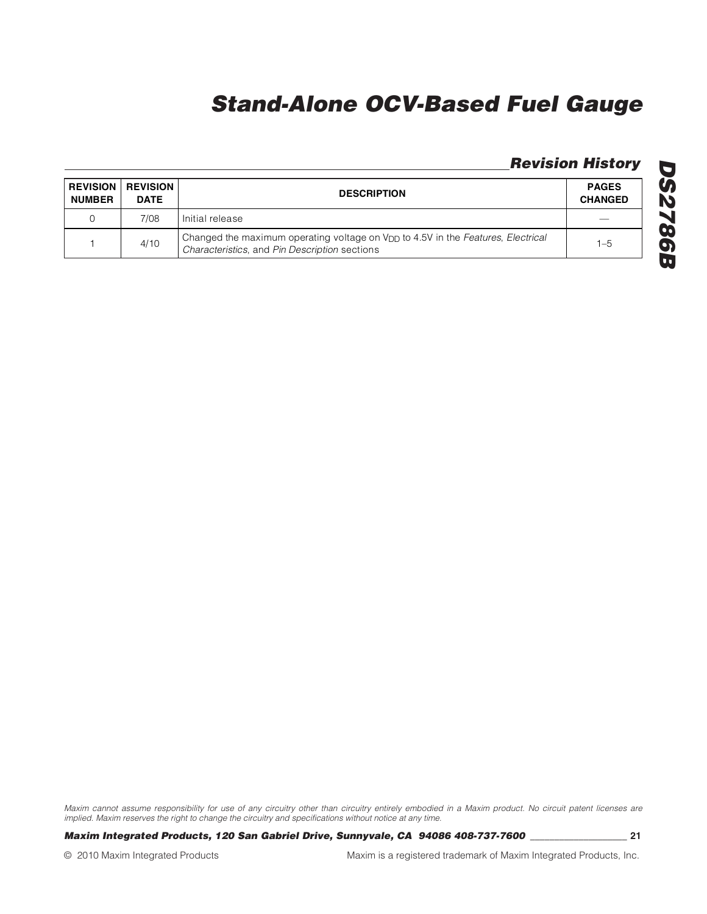## Revision History

| REVISION NUMBER | REVISION DATE | DESCRIPTION | PAGES CHANGED |
| --- | --- | --- | --- |
| 0 | 7/08 | Initial release | — |
| 1 | 4/10 | Changed the maximum operating voltage on $V_{DD}$ to 4.5V in the *Features*, *Electrical Characteristics*, and *Pin Description* sections | 1–5 |

*Maxim cannot assume responsibility for use of any circuitry other than circuitry entirely embodied in a Maxim product. No circuit patent licenses are implied. Maxim reserves the right to change the circuitry and specifications without notice at any time.*

***Maxim Integrated Products, 120 San Gabriel Drive, Sunnyvale, CA 94086 408-737-7600***

© 2010 Maxim Integrated Products

Maxim is a registered trademark of Maxim Integrated Products, Inc.